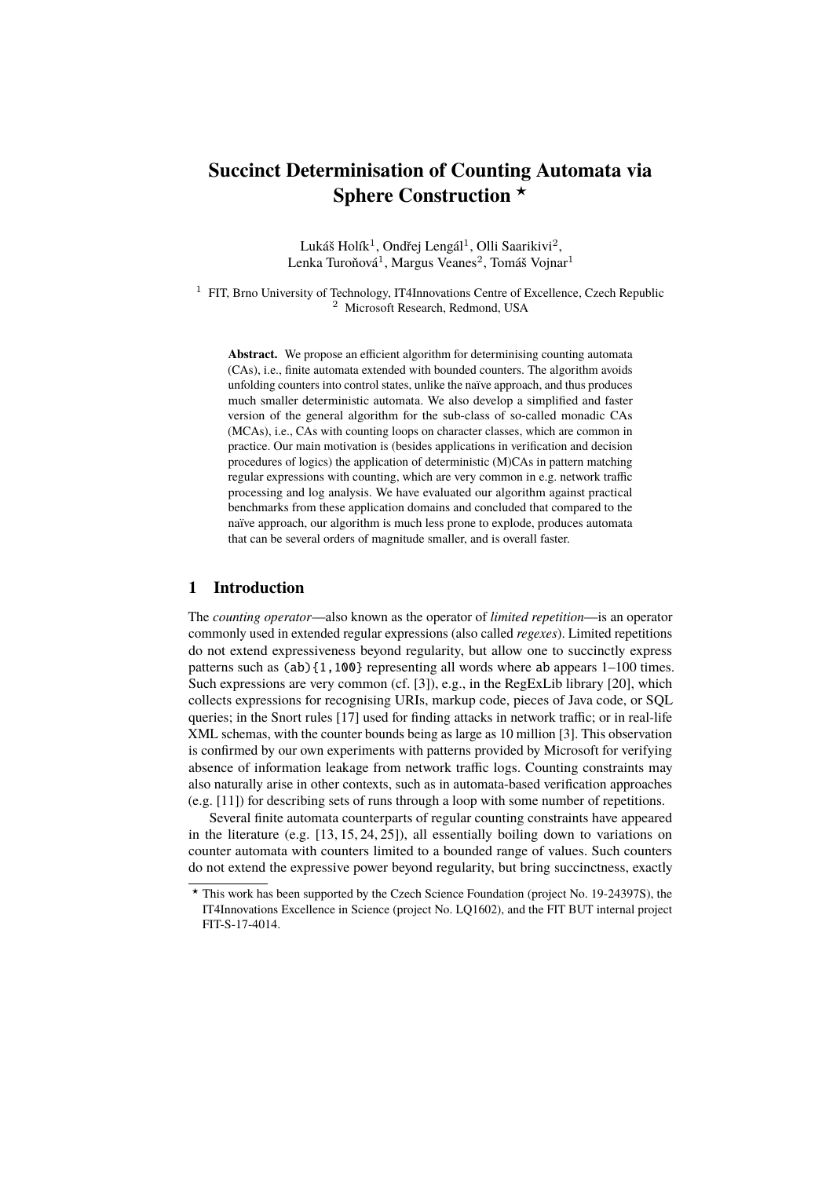# Succinct Determinisation of Counting Automata via Sphere Construction ⋆

Lukáš Holík[1], Ondřej Lengál[1], Olli Saarikivi[2], Lenka Turoňová[1], Margus Veanes[2], Tomáš Vojnar[1]

[1] FIT, Brno University of Technology, IT4Innovations Centre of Excellence, Czech Republic
[2] Microsoft Research, Redmond, USA

**Abstract.** We propose an efficient algorithm for determinising counting automata (CAs), i.e., finite automata extended with bounded counters. The algorithm avoids unfolding counters into control states, unlike the naïve approach, and thus produces much smaller deterministic automata. We also develop a simplified and faster version of the general algorithm for the sub-class of so-called monadic CAs (MCAs), i.e., CAs with counting loops on character classes, which are common in practice. Our main motivation is (besides applications in verification and decision procedures of logics) the application of deterministic (M)CAs in pattern matching regular expressions with counting, which are very common in e.g. network traffic processing and log analysis. We have evaluated our algorithm against practical benchmarks from these application domains and concluded that compared to the naïve approach, our algorithm is much less prone to explode, produces automata that can be several orders of magnitude smaller, and is overall faster.

## 1 Introduction

The *counting operator*—also known as the operator of *limited repetition*—is an operator commonly used in extended regular expressions (also called *regexes*). Limited repetitions do not extend expressiveness beyond regularity, but allow one to succinctly express patterns such as `(ab){1,100}` representing all words where `ab` appears 1–100 times. Such expressions are very common (cf. [3]), e.g., in the RegExLib library [20], which collects expressions for recognising URIs, markup code, pieces of Java code, or SQL queries; in the Snort rules [17] used for finding attacks in network traffic; or in real-life XML schemas, with the counter bounds being as large as 10 million [3]. This observation is confirmed by our own experiments with patterns provided by Microsoft for verifying absence of information leakage from network traffic logs. Counting constraints may also naturally arise in other contexts, such as in automata-based verification approaches (e.g. [11]) for describing sets of runs through a loop with some number of repetitions.

Several finite automata counterparts of regular counting constraints have appeared in the literature (e.g. [13, 15, 24, 25]), all essentially boiling down to variations on counter automata with counters limited to a bounded range of values. Such counters do not extend the expressive power beyond regularity, but bring succinctness, exactly

⋆ This work has been supported by the Czech Science Foundation (project No. 19-24397S), the IT4Innovations Excellence in Science (project No. LQ1602), and the FIT BUT internal project FIT-S-17-4014.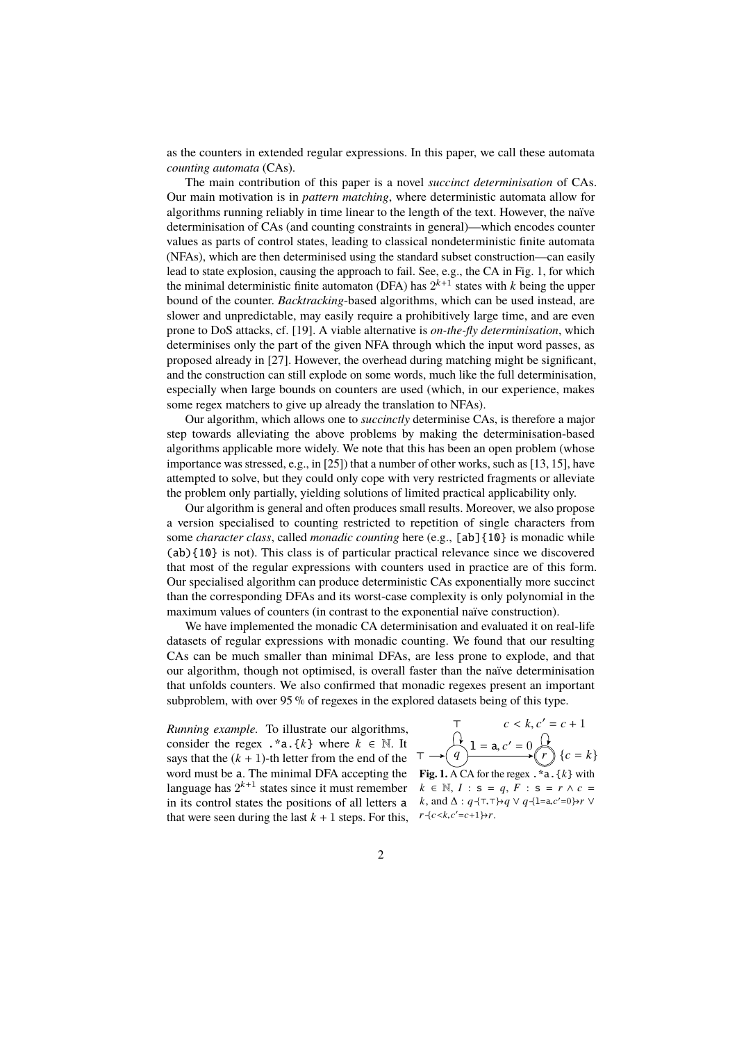as the counters in extended regular expressions. In this paper, we call these automata *counting automata* (CAs).

The main contribution of this paper is a novel *succinct determinisation* of CAs. Our main motivation is in *pattern matching*, where deterministic automata allow for algorithms running reliably in time linear to the length of the text. However, the naïve determinisation of CAs (and counting constraints in general)—which encodes counter values as parts of control states, leading to classical nondeterministic finite automata (NFAs), which are then determinised using the standard subset construction—can easily lead to state explosion, causing the approach to fail. See, e.g., the CA in Fig. 1, for which the minimal deterministic finite automaton (DFA) has $2^{k+1}$ states with $k$ being the upper bound of the counter. *Backtracking*-based algorithms, which can be used instead, are slower and unpredictable, may easily require a prohibitively large time, and are even prone to DoS attacks, cf. [19]. A viable alternative is *on-the-fly determinisation*, which determinises only the part of the given NFA through which the input word passes, as proposed already in [27]. However, the overhead during matching might be significant, and the construction can still explode on some words, much like the full determinisation, especially when large bounds on counters are used (which, in our experience, makes some regex matchers to give up already the translation to NFAs).

Our algorithm, which allows one to *succinctly* determinise CAs, is therefore a major step towards alleviating the above problems by making the determinisation-based algorithms applicable more widely. We note that this has been an open problem (whose importance was stressed, e.g., in [25]) that a number of other works, such as [13, 15], have attempted to solve, but they could only cope with very restricted fragments or alleviate the problem only partially, yielding solutions of limited practical applicability only.

Our algorithm is general and often produces small results. Moreover, we also propose a version specialised to counting restricted to repetition of single characters from some *character class*, called *monadic counting* here (e.g., `[ab]{10}` is monadic while `(ab){10}` is not). This class is of particular practical relevance since we discovered that most of the regular expressions with counters used in practice are of this form. Our specialised algorithm can produce deterministic CAs exponentially more succinct than the corresponding DFAs and its worst-case complexity is only polynomial in the maximum values of counters (in contrast to the exponential naïve construction).

We have implemented the monadic CA determinisation and evaluated it on real-life datasets of regular expressions with monadic counting. We found that our resulting CAs can be much smaller than minimal DFAs, are less prone to explode, and that our algorithm, though not optimised, is overall faster than the naïve determinisation that unfolds counters. We also confirmed that monadic regexes present an important subproblem, with over 95 % of regexes in the explored datasets being of this type.

*Running example.* To illustrate our algorithms, consider the regex `.*a.{k}` where $k \in \mathbb{N}$. It says that the $(k+1)$-th letter from the end of the word must be `a`. The minimal DFA accepting the language has $2^{k+1}$ states since it must remember in its control states the positions of all letters `a` that were seen during the last $k+1$ steps. For this,

⊤
$c < k, c' = c + 1$
$\top \rightarrow q$ — $\mathtt{l} = \mathtt{a}, c' = 0$ → $r$ $\{c = k\}$

**Fig. 1.** A CA for the regex `.*a.{k}` with $k \in \mathbb{N}$, $I : \mathtt{s} = q$, $F : \mathtt{s} = r \wedge c = k$, and $\Delta : q \text{-}\{\top,\top\}\!\!\to q \vee q \text{-}\{\mathtt{l}=\mathtt{a}, c'=0\}\!\!\to r \vee r \text{-}\{c<k, c'=c+1\}\!\!\to r$.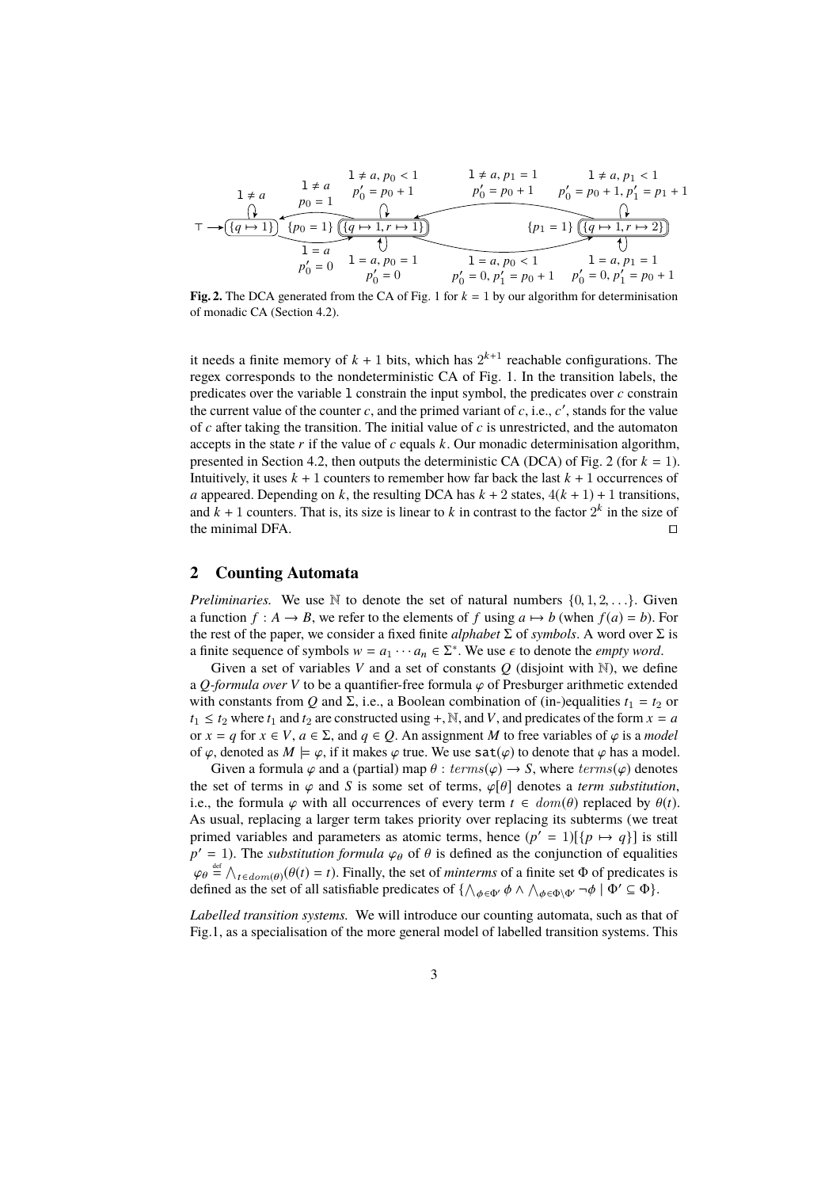**Fig. 2.** The DCA generated from the CA of Fig. 1 for $k = 1$ by our algorithm for determinisation of monadic CA (Section 4.2).

it needs a finite memory of $k + 1$ bits, which has $2^{k+1}$ reachable configurations. The regex corresponds to the nondeterministic CA of Fig. 1. In the transition labels, the predicates over the variable $\mathtt{l}$ constrain the input symbol, the predicates over $c$ constrain the current value of the counter $c$, and the primed variant of $c$, i.e., $c'$, stands for the value of $c$ after taking the transition. The initial value of $c$ is unrestricted, and the automaton accepts in the state $r$ if the value of $c$ equals $k$. Our monadic determinisation algorithm, presented in Section 4.2, then outputs the deterministic CA (DCA) of Fig. 2 (for $k = 1$). Intuitively, it uses $k + 1$ counters to remember how far back the last $k + 1$ occurrences of $a$ appeared. Depending on $k$, the resulting DCA has $k + 2$ states, $4(k + 1) + 1$ transitions, and $k + 1$ counters. That is, its size is linear to $k$ in contrast to the factor $2^k$ in the size of the minimal DFA. □

## 2 Counting Automata

*Preliminaries.* We use $\mathbb{N}$ to denote the set of natural numbers $\{0, 1, 2, \ldots\}$. Given a function $f : A \to B$, we refer to the elements of $f$ using $a \mapsto b$ (when $f(a) = b$). For the rest of the paper, we consider a fixed finite *alphabet* $\Sigma$ of *symbols*. A word over $\Sigma$ is a finite sequence of symbols $w = a_1 \cdots a_n \in \Sigma^*$. We use $\epsilon$ to denote the *empty word*.

Given a set of variables $V$ and a set of constants $Q$ (disjoint with $\mathbb{N}$), we define a *$Q$-formula over $V$* to be a quantifier-free formula $\varphi$ of Presburger arithmetic extended with constants from $Q$ and $\Sigma$, i.e., a Boolean combination of (in-)equalities $t_1 = t_2$ or $t_1 \leq t_2$ where $t_1$ and $t_2$ are constructed using $+$, $\mathbb{N}$, and $V$, and predicates of the form $x = a$ or $x = q$ for $x \in V$, $a \in \Sigma$, and $q \in Q$. An assignment $M$ to free variables of $\varphi$ is a *model* of $\varphi$, denoted as $M \models \varphi$, if it makes $\varphi$ true. We use $\mathtt{sat}(\varphi)$ to denote that $\varphi$ has a model.

Given a formula $\varphi$ and a (partial) map $\theta : terms(\varphi) \to S$, where $terms(\varphi)$ denotes the set of terms in $\varphi$ and $S$ is some set of terms, $\varphi[\theta]$ denotes a *term substitution*, i.e., the formula $\varphi$ with all occurrences of every term $t \in dom(\theta)$ replaced by $\theta(t)$. As usual, replacing a larger term takes priority over replacing its subterms (we treat primed variables and parameters as atomic terms, hence $(p' = 1)[\{p \mapsto q\}]$ is still $p' = 1$). The *substitution formula* $\varphi_\theta$ of $\theta$ is defined as the conjunction of equalities $\varphi_\theta \stackrel{\text{def}}{=} \bigwedge_{t \in dom(\theta)} (\theta(t) = t)$. Finally, the set of *minterms* of a finite set $\Phi$ of predicates is defined as the set of all satisfiable predicates of $\{\bigwedge_{\phi \in \Phi'} \phi \wedge \bigwedge_{\phi \in \Phi \setminus \Phi'} \neg\phi \mid \Phi' \subseteq \Phi\}$.

*Labelled transition systems.* We will introduce our counting automata, such as that of Fig.1, as a specialisation of the more general model of labelled transition systems. This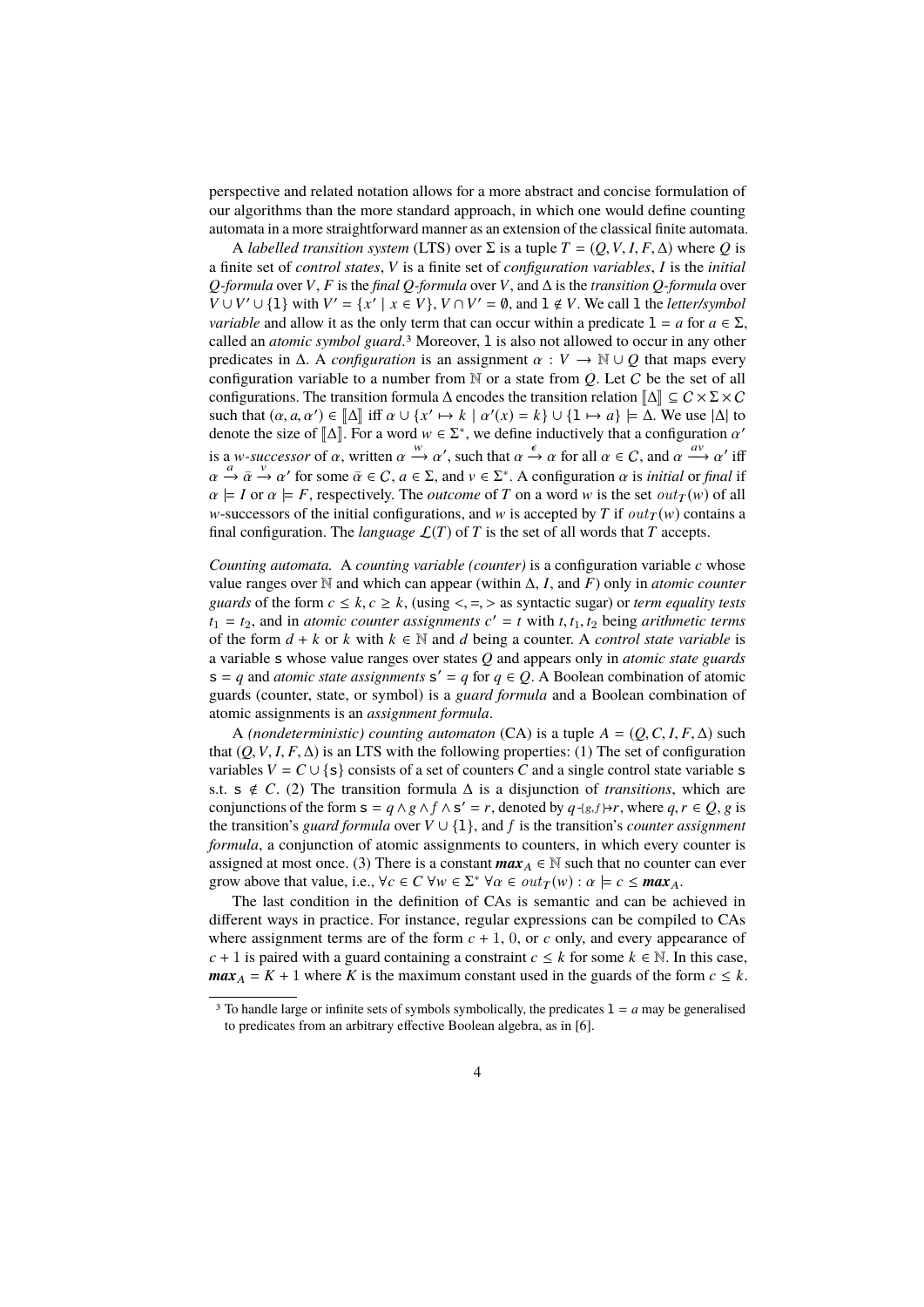perspective and related notation allows for a more abstract and concise formulation of our algorithms than the more standard approach, in which one would define counting automata in a more straightforward manner as an extension of the classical finite automata.

A *labelled transition system* (LTS) over $\Sigma$ is a tuple $T = (Q, V, I, F, \Delta)$ where $Q$ is a finite set of *control states*, $V$ is a finite set of *configuration variables*, $I$ is the *initial $Q$-formula* over $V$, $F$ is the *final $Q$-formula* over $V$, and $\Delta$ is the *transition $Q$-formula* over $V \cup V' \cup \{\mathtt{l}\}$ with $V' = \{x' \mid x \in V\}$, $V \cap V' = \emptyset$, and $\mathtt{l} \notin V$. We call $\mathtt{l}$ the *letter/symbol variable* and allow it as the only term that can occur within a predicate $\mathtt{l} = a$ for $a \in \Sigma$, called an *atomic symbol guard*.[3] Moreover, $\mathtt{l}$ is also not allowed to occur in any other predicates in $\Delta$. A *configuration* is an assignment $\alpha : V \to \mathbb{N} \cup Q$ that maps every configuration variable to a number from $\mathbb{N}$ or a state from $Q$. Let $\mathcal{C}$ be the set of all configurations. The transition formula $\Delta$ encodes the transition relation $[\![\Delta]\!] \subseteq \mathcal{C} \times \Sigma \times \mathcal{C}$ such that $(\alpha, a, \alpha') \in [\![\Delta]\!]$ iff $\alpha \cup \{x' \mapsto k \mid \alpha'(x) = k\} \cup \{\mathtt{l} \mapsto a\} \models \Delta$. We use $|\Delta|$ to denote the size of $[\![\Delta]\!]$. For a word $w \in \Sigma^*$, we define inductively that a configuration $\alpha'$ is a *$w$-successor* of $\alpha$, written $\alpha \xrightarrow{w} \alpha'$, such that $\alpha \xrightarrow{\epsilon} \alpha$ for all $\alpha \in \mathcal{C}$, and $\alpha \xrightarrow{av} \alpha'$ iff $\alpha \xrightarrow{a} \bar{\alpha} \xrightarrow{v} \alpha'$ for some $\bar{\alpha} \in \mathcal{C}$, $a \in \Sigma$, and $v \in \Sigma^*$. A configuration $\alpha$ is *initial* or *final* if $\alpha \models I$ or $\alpha \models F$, respectively. The *outcome* of $T$ on a word $w$ is the set $out_T(w)$ of all $w$-successors of the initial configurations, and $w$ is accepted by $T$ if $out_T(w)$ contains a final configuration. The *language* $\mathcal{L}(T)$ of $T$ is the set of all words that $T$ accepts.

*Counting automata.* A *counting variable (counter)* is a configuration variable $c$ whose value ranges over $\mathbb{N}$ and which can appear (within $\Delta$, $I$, and $F$) only in *atomic counter guards* of the form $c \leq k, c \geq k$, (using $<, =, >$ as syntactic sugar) or *term equality tests* $t_1 = t_2$, and in *atomic counter assignments* $c' = t$ with $t, t_1, t_2$ being *arithmetic terms* of the form $d + k$ or $k$ with $k \in \mathbb{N}$ and $d$ being a counter. A *control state variable* is a variable $\mathtt{s}$ whose value ranges over states $Q$ and appears only in *atomic state guards* $\mathtt{s} = q$ and *atomic state assignments* $\mathtt{s}' = q$ for $q \in Q$. A Boolean combination of atomic guards (counter, state, or symbol) is a *guard formula* and a Boolean combination of atomic assignments is an *assignment formula*.

A *(nondeterministic) counting automaton* (CA) is a tuple $A = (Q, C, I, F, \Delta)$ such that $(Q, V, I, F, \Delta)$ is an LTS with the following properties: (1) The set of configuration variables $V = C \cup \{\mathtt{s}\}$ consists of a set of counters $C$ and a single control state variable $\mathtt{s}$ s.t. $\mathtt{s} \notin C$. (2) The transition formula $\Delta$ is a disjunction of *transitions*, which are conjunctions of the form $\mathtt{s} = q \wedge g \wedge f \wedge \mathtt{s}' = r$, denoted by $q \text{-}\{g,f\}\!\!\rightarrow r$, where $q, r \in Q$, $g$ is the transition's *guard formula* over $V \cup \{\mathtt{l}\}$, and $f$ is the transition's *counter assignment formula*, a conjunction of atomic assignments to counters, in which every counter is assigned at most once. (3) There is a constant $\boldsymbol{max}_A \in \mathbb{N}$ such that no counter can ever grow above that value, i.e., $\forall c \in C\ \forall w \in \Sigma^*\ \forall \alpha \in out_T(w) : \alpha \models c \leq \boldsymbol{max}_A$.

The last condition in the definition of CAs is semantic and can be achieved in different ways in practice. For instance, regular expressions can be compiled to CAs where assignment terms are of the form $c + 1$, $0$, or $c$ only, and every appearance of $c + 1$ is paired with a guard containing a constraint $c \leq k$ for some $k \in \mathbb{N}$. In this case, $\boldsymbol{max}_A = K + 1$ where $K$ is the maximum constant used in the guards of the form $c \leq k$.

[3] To handle large or infinite sets of symbols symbolically, the predicates $\mathtt{l} = a$ may be generalised to predicates from an arbitrary effective Boolean algebra, as in [6].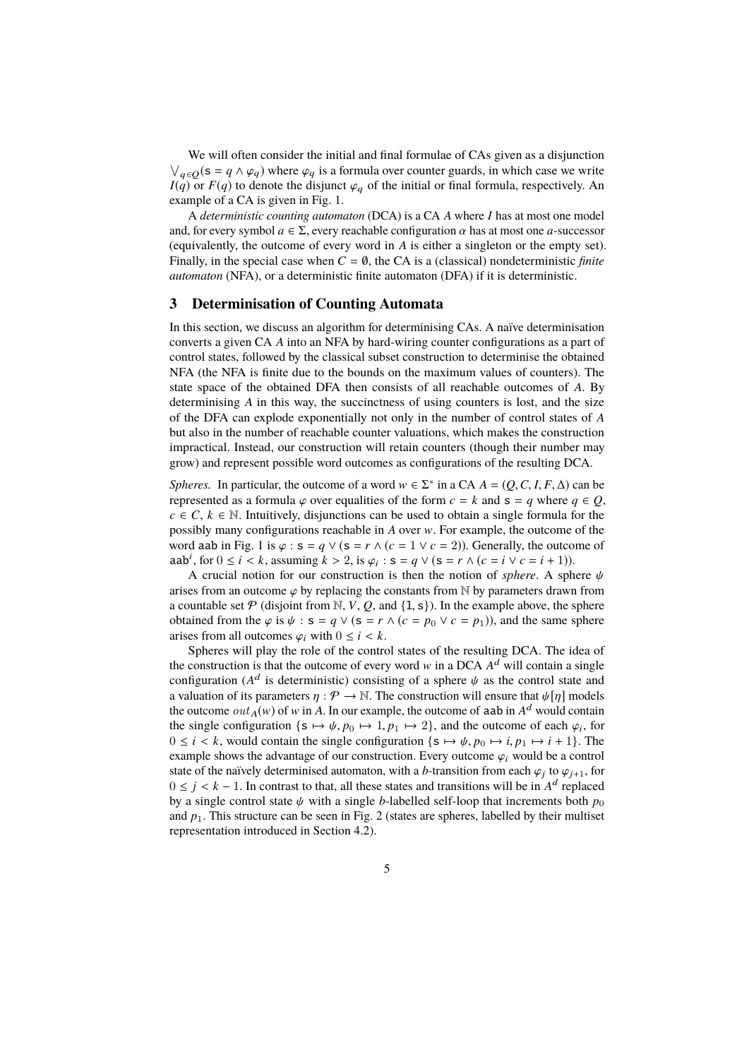We will often consider the initial and final formulae of CAs given as a disjunction $\bigvee_{q \in Q}(\mathsf{s} = q \land \varphi_q)$ where $\varphi_q$ is a formula over counter guards, in which case we write $I(q)$ or $F(q)$ to denote the disjunct $\varphi_q$ of the initial or final formula, respectively. An example of a CA is given in Fig. 1.

A *deterministic counting automaton* (DCA) is a CA $A$ where $I$ has at most one model and, for every symbol $a \in \Sigma$, every reachable configuration $\alpha$ has at most one $a$-successor (equivalently, the outcome of every word in $A$ is either a singleton or the empty set). Finally, in the special case when $C = \emptyset$, the CA is a (classical) nondeterministic *finite automaton* (NFA), or a deterministic finite automaton (DFA) if it is deterministic.

## 3 Determinisation of Counting Automata

In this section, we discuss an algorithm for determinising CAs. A naïve determinisation converts a given CA $A$ into an NFA by hard-wiring counter configurations as a part of control states, followed by the classical subset construction to determinise the obtained NFA (the NFA is finite due to the bounds on the maximum values of counters). The state space of the obtained DFA then consists of all reachable outcomes of $A$. By determinising $A$ in this way, the succinctness of using counters is lost, and the size of the DFA can explode exponentially not only in the number of control states of $A$ but also in the number of reachable counter valuations, which makes the construction impractical. Instead, our construction will retain counters (though their number may grow) and represent possible word outcomes as configurations of the resulting DCA.

*Spheres.* In particular, the outcome of a word $w \in \Sigma^*$ in a CA $A = (Q, C, I, F, \Delta)$ can be represented as a formula $\varphi$ over equalities of the form $c = k$ and $\mathsf{s} = q$ where $q \in Q$, $c \in C$, $k \in \mathbb{N}$. Intuitively, disjunctions can be used to obtain a single formula for the possibly many configurations reachable in $A$ over $w$. For example, the outcome of the word $\mathtt{aab}$ in Fig. 1 is $\varphi : \mathsf{s} = q \lor (\mathsf{s} = r \land (c = 1 \lor c = 2))$. Generally, the outcome of $\mathtt{aab}^i$, for $0 \leq i < k$, assuming $k > 2$, is $\varphi_i : \mathsf{s} = q \lor (\mathsf{s} = r \land (c = i \lor c = i + 1))$.

A crucial notion for our construction is then the notion of *sphere*. A sphere $\psi$ arises from an outcome $\varphi$ by replacing the constants from $\mathbb{N}$ by parameters drawn from a countable set $\mathcal{P}$ (disjoint from $\mathbb{N}$, $V$, $Q$, and $\{1, \mathsf{s}\}$). In the example above, the sphere obtained from the $\varphi$ is $\psi : \mathsf{s} = q \lor (\mathsf{s} = r \land (c = p_0 \lor c = p_1))$, and the same sphere arises from all outcomes $\varphi_i$ with $0 \leq i < k$.

Spheres will play the role of the control states of the resulting DCA. The idea of the construction is that the outcome of every word $w$ in a DCA $A^d$ will contain a single configuration ($A^d$ is deterministic) consisting of a sphere $\psi$ as the control state and a valuation of its parameters $\eta : \mathcal{P} \to \mathbb{N}$. The construction will ensure that $\psi[\eta]$ models the outcome $out_A(w)$ of $w$ in $A$. In our example, the outcome of $\mathtt{aab}$ in $A^d$ would contain the single configuration $\{\mathsf{s} \mapsto \psi, p_0 \mapsto 1, p_1 \mapsto 2\}$, and the outcome of each $\varphi_i$, for $0 \leq i < k$, would contain the single configuration $\{\mathsf{s} \mapsto \psi, p_0 \mapsto i, p_1 \mapsto i + 1\}$. The example shows the advantage of our construction. Every outcome $\varphi_i$ would be a control state of the naïvely determinised automaton, with a $b$-transition from each $\varphi_j$ to $\varphi_{j+1}$, for $0 \leq j < k - 1$. In contrast to that, all these states and transitions will be in $A^d$ replaced by a single control state $\psi$ with a single $b$-labelled self-loop that increments both $p_0$ and $p_1$. This structure can be seen in Fig. 2 (states are spheres, labelled by their multiset representation introduced in Section 4.2).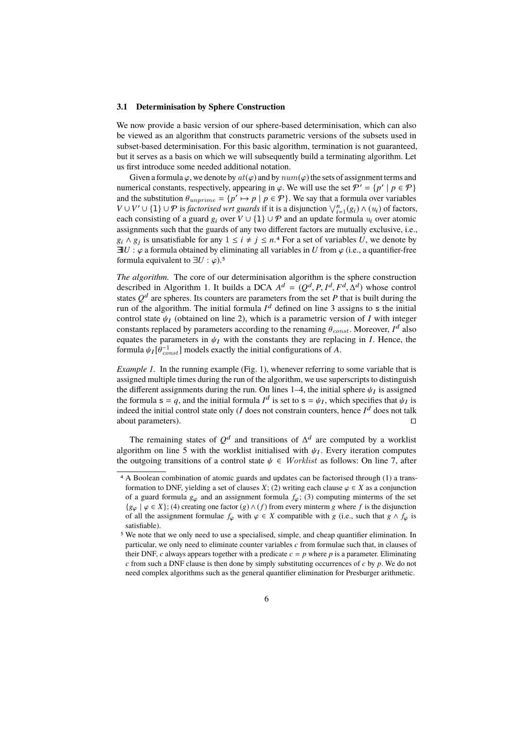### 3.1 Determinisation by Sphere Construction

We now provide a basic version of our sphere-based determinisation, which can also be viewed as an algorithm that constructs parametric versions of the subsets used in subset-based determinisation. For this basic algorithm, termination is not guaranteed, but it serves as a basis on which we will subsequently build a terminating algorithm. Let us first introduce some needed additional notation.

Given a formula $\varphi$, we denote by $at(\varphi)$ and by $num(\varphi)$ the sets of assignment terms and numerical constants, respectively, appearing in $\varphi$. We will use the set $\mathcal{P}' = \{p' \mid p \in \mathcal{P}\}$ and the substitution $\theta_{unprime} = \{p' \mapsto p \mid p \in \mathcal{P}\}$. We say that a formula over variables $V \cup V' \cup \{\mathtt{l}\} \cup \mathcal{P}$ is *factorised wrt guards* if it is a disjunction $\bigvee_{i=1}^{n}(g_i) \land (u_i)$ of factors, each consisting of a guard $g_i$ over $V \cup \{\mathtt{l}\} \cup \mathcal{P}$ and an update formula $u_i$ over atomic assignments such that the guards of any two different factors are mutually exclusive, i.e., $g_i \land g_j$ is unsatisfiable for any $1 \leq i \neq j \leq n$.[4] For a set of variables $U$, we denote by $\nexists U : \varphi$ a formula obtained by eliminating all variables in $U$ from $\varphi$ (i.e., a quantifier-free formula equivalent to $\exists U : \varphi$).[5]

*The algorithm.* The core of our determinisation algorithm is the sphere construction described in Algorithm 1. It builds a DCA $A^d = (Q^d, P, I^d, F^d, \Delta^d)$ whose control states $Q^d$ are spheres. Its counters are parameters from the set $P$ that is built during the run of the algorithm. The initial formula $I^d$ defined on line 3 assigns to $\mathtt{s}$ the initial control state $\psi_I$ (obtained on line 2), which is a parametric version of $I$ with integer constants replaced by parameters according to the renaming $\theta_{const}$. Moreover, $I^d$ also equates the parameters in $\psi_I$ with the constants they are replacing in $I$. Hence, the formula $\psi_I[\theta_{const}^{-1}]$ models exactly the initial configurations of $A$.

*Example 1.* In the running example (Fig. 1), whenever referring to some variable that is assigned multiple times during the run of the algorithm, we use superscripts to distinguish the different assignments during the run. On lines 1–4, the initial sphere $\psi_I$ is assigned the formula $\mathtt{s} = q$, and the initial formula $I^d$ is set to $\mathtt{s} = \psi_I$, which specifies that $\psi_I$ is indeed the initial control state only ($I$ does not constrain counters, hence $I^d$ does not talk about parameters). □

The remaining states of $Q^d$ and transitions of $\Delta^d$ are computed by a worklist algorithm on line 5 with the worklist initialised with $\psi_I$. Every iteration computes the outgoing transitions of a control state $\psi \in Worklist$ as follows: On line 7, after

---

[4] A Boolean combination of atomic guards and updates can be factorised through (1) a transformation to DNF, yielding a set of clauses $X$; (2) writing each clause $\varphi \in X$ as a conjunction of a guard formula $g_\varphi$ and an assignment formula $f_\varphi$; (3) computing minterms of the set $\{g_\varphi \mid \varphi \in X\}$; (4) creating one factor $(g) \land (f)$ from every minterm $g$ where $f$ is the disjunction of all the assignment formulae $f_\varphi$ with $\varphi \in X$ compatible with $g$ (i.e., such that $g \land f_\varphi$ is satisfiable).

[5] We note that we only need to use a specialised, simple, and cheap quantifier elimination. In particular, we only need to eliminate counter variables $c$ from formulae such that, in clauses of their DNF, $c$ always appears together with a predicate $c = p$ where $p$ is a parameter. Eliminating $c$ from such a DNF clause is then done by simply substituting occurrences of $c$ by $p$. We do not need complex algorithms such as the general quantifier elimination for Presburger arithmetic.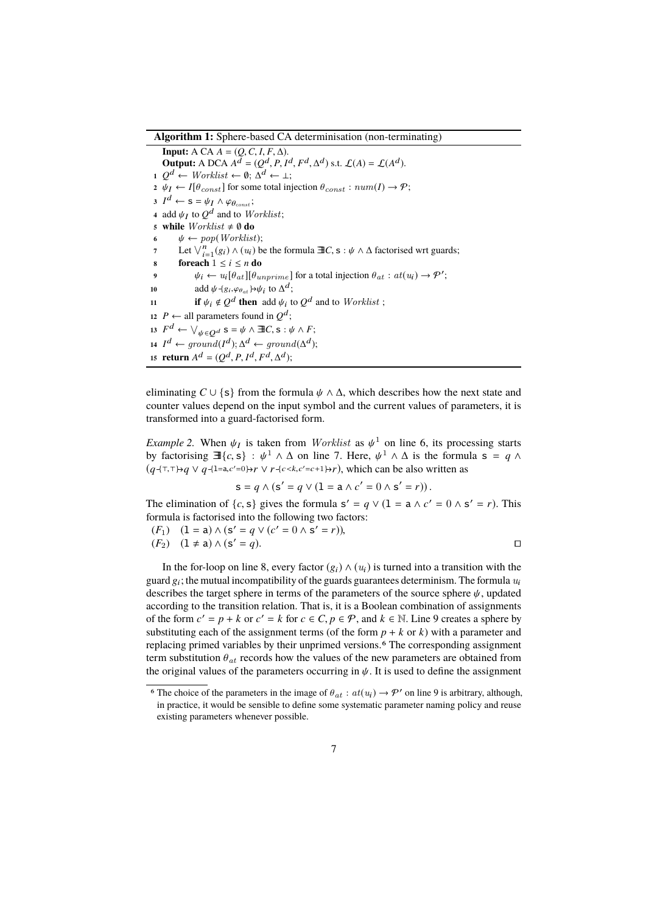**Algorithm 1:** Sphere-based CA determinisation (non-terminating)

**Input:** A CA $A = (Q, C, I, F, \Delta)$.
**Output:** A DCA $A^d = (Q^d, P, I^d, F^d, \Delta^d)$ s.t. $\mathcal{L}(A) = \mathcal{L}(A^d)$.

1. $Q^d \leftarrow \mathit{Worklist} \leftarrow \emptyset$; $\Delta^d \leftarrow \bot$;
2. $\psi_I \leftarrow I[\theta_{const}]$ for some total injection $\theta_{const} : num(I) \rightarrow \mathcal{P}$;
3. $I^d \leftarrow \mathsf{s} = \psi_I \wedge \varphi_{\theta_{const}}$;
4. add $\psi_I$ to $Q^d$ and to $\mathit{Worklist}$;
5. **while** $\mathit{Worklist} \neq \emptyset$ **do**
6. $\quad\psi \leftarrow pop(\mathit{Worklist})$;
7. $\quad$Let $\bigvee_{i=1}^{n}(g_i) \wedge (u_i)$ be the formula $\exists\!\!\exists C, \mathsf{s} : \psi \wedge \Delta$ factorised wrt guards;
8. $\quad$**foreach** $1 \leq i \leq n$ **do**
9. $\quad\quad\psi_i \leftarrow u_i[\theta_{at}][\theta_{unprime}]$ for a total injection $\theta_{at} : at(u_i) \rightarrow \mathcal{P}'$;
10. $\quad\quad$add $\psi \text{-}\{g_i, \varphi_{\theta_{at}}\}\!\!\rightarrow \psi_i$ to $\Delta^d$;
11. $\quad\quad$**if** $\psi_i \notin Q^d$ **then** add $\psi_i$ to $Q^d$ and to $\mathit{Worklist}$ ;
12. $P \leftarrow$ all parameters found in $Q^d$;
13. $F^d \leftarrow \bigvee_{\psi \in Q^d} \mathsf{s} = \psi \wedge \exists\!\!\exists C, \mathsf{s} : \psi \wedge F$;
14. $I^d \leftarrow ground(I^d)$; $\Delta^d \leftarrow ground(\Delta^d)$;
15. **return** $A^d = (Q^d, P, I^d, F^d, \Delta^d)$;

eliminating $C \cup \{\mathsf{s}\}$ from the formula $\psi \wedge \Delta$, which describes how the next state and counter values depend on the input symbol and the current values of parameters, it is transformed into a guard-factorised form.

*Example 2.* When $\psi_I$ is taken from $\mathit{Worklist}$ as $\psi^1$ on line 6, its processing starts by factorising $\exists\!\!\exists\{c, \mathsf{s}\} : \psi^1 \wedge \Delta$ on line 7. Here, $\psi^1 \wedge \Delta$ is the formula $\mathsf{s} = q \wedge (q \text{-}\{\top,\top\}\!\!\rightarrow q \vee q \text{-}\{1{=}\mathsf{a}, c'{=}0\}\!\!\rightarrow r \vee r \text{-}\{c{<}k, c'{=}c{+}1\}\!\!\rightarrow r)$, which can be also written as

$$\mathsf{s} = q \wedge (\mathsf{s}' = q \vee (1 = \mathsf{a} \wedge c' = 0 \wedge \mathsf{s}' = r)).$$

The elimination of $\{c, \mathsf{s}\}$ gives the formula $\mathsf{s}' = q \vee (1 = \mathsf{a} \wedge c' = 0 \wedge \mathsf{s}' = r)$. This formula is factorised into the following two factors:

$(F_1)$ $\quad(1 = \mathsf{a}) \wedge (\mathsf{s}' = q \vee (c' = 0 \wedge \mathsf{s}' = r))$,
$(F_2)$ $\quad(1 \neq \mathsf{a}) \wedge (\mathsf{s}' = q)$. $\square$

In the for-loop on line 8, every factor $(g_i) \wedge (u_i)$ is turned into a transition with the guard $g_i$; the mutual incompatibility of the guards guarantees determinism. The formula $u_i$ describes the target sphere in terms of the parameters of the source sphere $\psi$, updated according to the transition relation. That is, it is a Boolean combination of assignments of the form $c' = p + k$ or $c' = k$ for $c \in C, p \in \mathcal{P}$, and $k \in \mathbb{N}$. Line 9 creates a sphere by substituting each of the assignment terms (of the form $p + k$ or $k$) with a parameter and replacing primed variables by their unprimed versions.[6] The corresponding assignment term substitution $\theta_{at}$ records how the values of the new parameters are obtained from the original values of the parameters occurring in $\psi$. It is used to define the assignment

[6] The choice of the parameters in the image of $\theta_{at} : at(u_i) \rightarrow \mathcal{P}'$ on line 9 is arbitrary, although, in practice, it would be sensible to define some systematic parameter naming policy and reuse existing parameters whenever possible.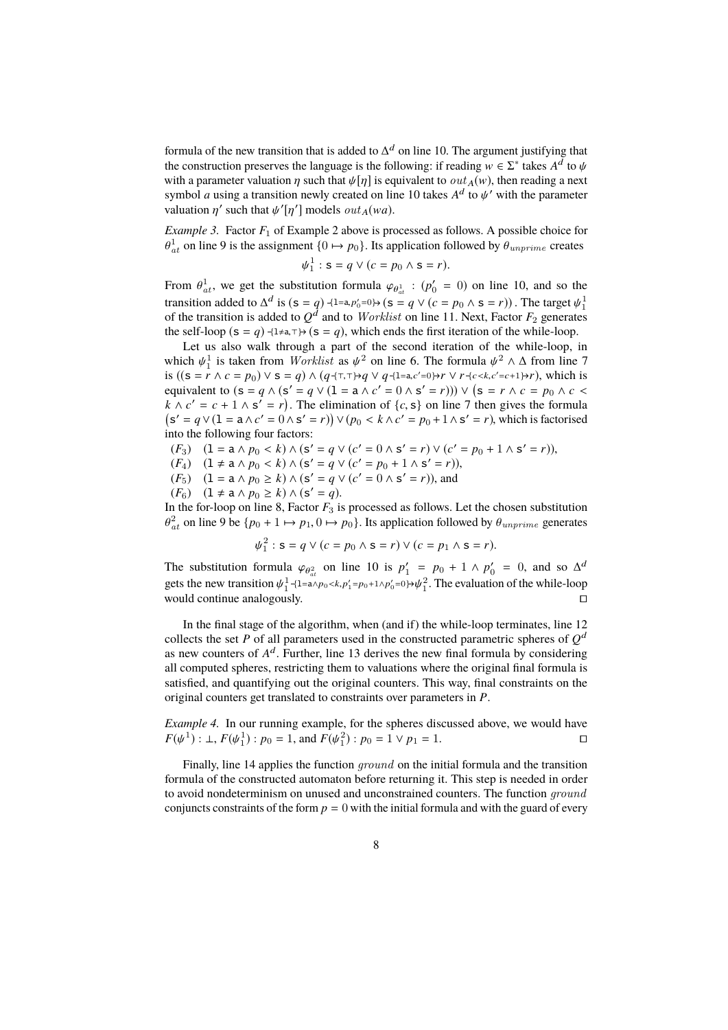formula of the new transition that is added to $\Delta^d$ on line 10. The argument justifying that the construction preserves the language is the following: if reading $w \in \Sigma^*$ takes $A^d$ to $\psi$ with a parameter valuation $\eta$ such that $\psi[\eta]$ is equivalent to $out_A(w)$, then reading a next symbol $a$ using a transition newly created on line 10 takes $A^d$ to $\psi'$ with the parameter valuation $\eta'$ such that $\psi'[\eta']$ models $out_A(wa)$.

*Example 3.* Factor $F_1$ of Example 2 above is processed as follows. A possible choice for $\theta^1_{at}$ on line 9 is the assignment $\{0 \mapsto p_0\}$. Its application followed by $\theta_{unprime}$ creates

$$\psi^1_1 : \mathsf{s} = q \lor (c = p_0 \land \mathsf{s} = r).$$

From $\theta^1_{at}$, we get the substitution formula $\varphi_{\theta^1_{at}} : (p'_0 = 0)$ on line 10, and so the transition added to $\Delta^d$ is $(\mathsf{s} = q) \xrightarrow{\{1=\mathsf{a}, p'_0=0\}} (\mathsf{s} = q \lor (c = p_0 \land \mathsf{s} = r))$. The target $\psi^1_1$ of the transition is added to $Q^d$ and to $Worklist$ on line 11. Next, Factor $F_2$ generates the self-loop $(\mathsf{s} = q) \xrightarrow{\{1\neq\mathsf{a}, \top\}} (\mathsf{s} = q)$, which ends the first iteration of the while-loop.

Let us also walk through a part of the second iteration of the while-loop, in which $\psi^1_1$ is taken from $Worklist$ as $\psi^2$ on line 6. The formula $\psi^2 \land \Delta$ from line 7 is $((\mathsf{s} = r \land c = p_0) \lor \mathsf{s} = q) \land (q \xrightarrow{\{\top,\top\}} q \lor q \xrightarrow{\{1=\mathsf{a}, c'=0\}} r \lor r \xrightarrow{\{c<k, c'=c+1\}} r)$, which is equivalent to $(\mathsf{s} = q \land (\mathsf{s}' = q \lor (1 = \mathsf{a} \land c' = 0 \land \mathsf{s}' = r))) \lor (\mathsf{s} = r \land c = p_0 \land c < k \land c' = c + 1 \land \mathsf{s}' = r)$. The elimination of $\{c, \mathsf{s}\}$ on line 7 then gives the formula $(\mathsf{s}' = q \lor (1 = \mathsf{a} \land c' = 0 \land \mathsf{s}' = r)) \lor (p_0 < k \land c' = p_0 + 1 \land \mathsf{s}' = r)$, which is factorised into the following four factors:

($F_3$) $(1 = \mathsf{a} \land p_0 < k) \land (\mathsf{s}' = q \lor (c' = 0 \land \mathsf{s}' = r) \lor (c' = p_0 + 1 \land \mathsf{s}' = r))$,
($F_4$) $(1 \neq \mathsf{a} \land p_0 < k) \land (\mathsf{s}' = q \lor (c' = p_0 + 1 \land \mathsf{s}' = r))$,
($F_5$) $(1 = \mathsf{a} \land p_0 \geq k) \land (\mathsf{s}' = q \lor (c' = 0 \land \mathsf{s}' = r))$, and
($F_6$) $(1 \neq \mathsf{a} \land p_0 \geq k) \land (\mathsf{s}' = q)$.

In the for-loop on line 8, Factor $F_3$ is processed as follows. Let the chosen substitution $\theta^2_{at}$ on line 9 be $\{p_0 + 1 \mapsto p_1, 0 \mapsto p_0\}$. Its application followed by $\theta_{unprime}$ generates

$$\psi^2_1 : \mathsf{s} = q \lor (c = p_0 \land \mathsf{s} = r) \lor (c = p_1 \land \mathsf{s} = r).$$

The substitution formula $\varphi_{\theta^2_{at}}$ on line 10 is $p'_1 = p_0 + 1 \land p'_0 = 0$, and so $\Delta^d$ gets the new transition $\psi^1_1 \xrightarrow{\{1=\mathsf{a} \land p_0<k, p'_1=p_0+1 \land p'_0=0\}} \psi^2_1$. The evaluation of the while-loop would continue analogously. □

In the final stage of the algorithm, when (and if) the while-loop terminates, line 12 collects the set $P$ of all parameters used in the constructed parametric spheres of $Q^d$ as new counters of $A^d$. Further, line 13 derives the new final formula by considering all computed spheres, restricting them to valuations where the original final formula is satisfied, and quantifying out the original counters. This way, final constraints on the original counters get translated to constraints over parameters in $P$.

*Example 4.* In our running example, for the spheres discussed above, we would have $F(\psi^1) : \bot$, $F(\psi^1_1) : p_0 = 1$, and $F(\psi^2_1) : p_0 = 1 \lor p_1 = 1$. □

Finally, line 14 applies the function $ground$ on the initial formula and the transition formula of the constructed automaton before returning it. This step is needed in order to avoid nondeterminism on unused and unconstrained counters. The function $ground$ conjuncts constraints of the form $p = 0$ with the initial formula and with the guard of every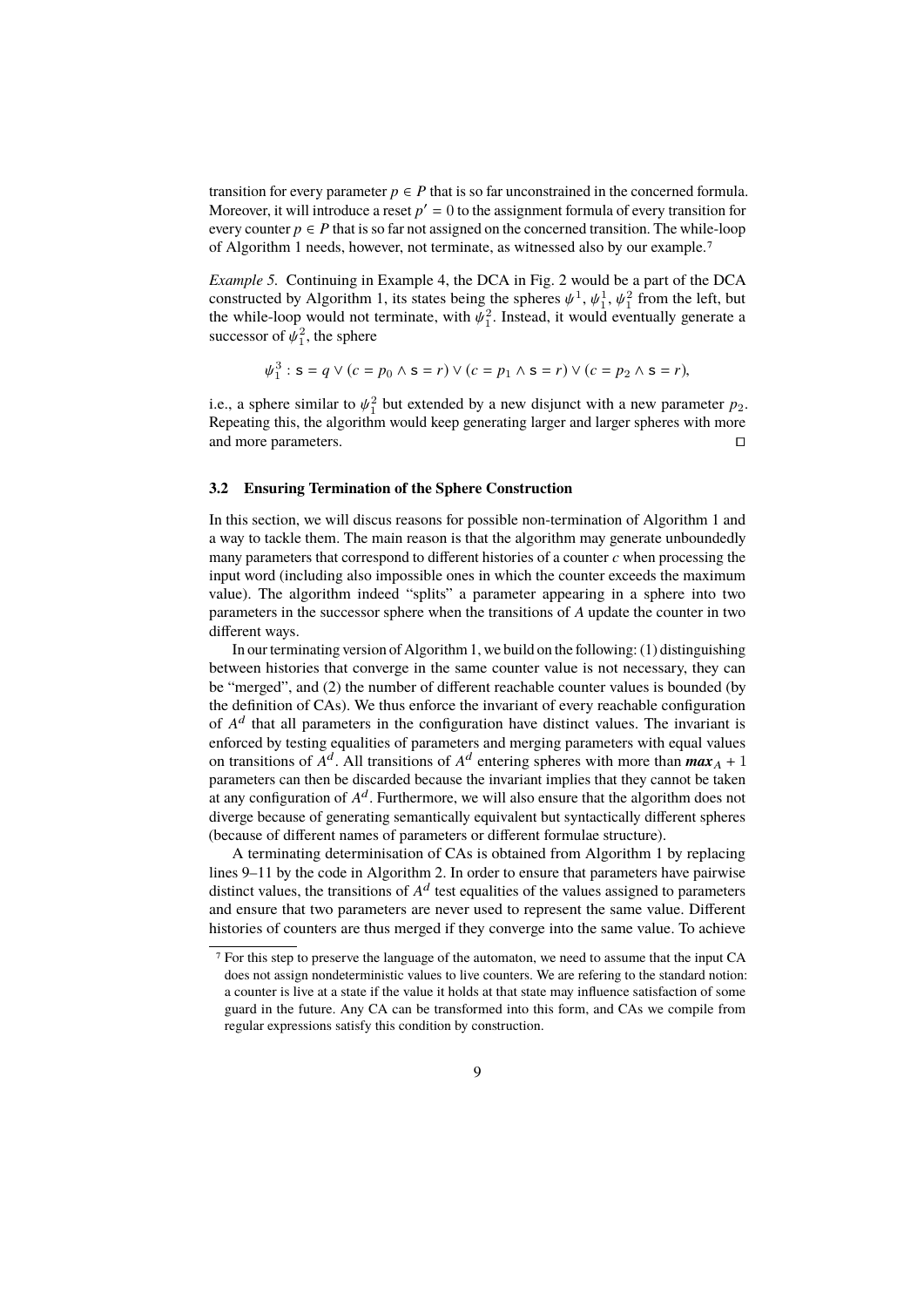transition for every parameter $p \in P$ that is so far unconstrained in the concerned formula. Moreover, it will introduce a reset $p' = 0$ to the assignment formula of every transition for every counter $p \in P$ that is so far not assigned on the concerned transition. The while-loop of Algorithm 1 needs, however, not terminate, as witnessed also by our example.[7]

*Example 5.* Continuing in Example 4, the DCA in Fig. 2 would be a part of the DCA constructed by Algorithm 1, its states being the spheres $\psi^1$, $\psi_1^1$, $\psi_1^2$ from the left, but the while-loop would not terminate, with $\psi_1^2$. Instead, it would eventually generate a successor of $\psi_1^2$, the sphere

$$\psi_1^3 : \mathsf{s} = q \lor (c = p_0 \land \mathsf{s} = r) \lor (c = p_1 \land \mathsf{s} = r) \lor (c = p_2 \land \mathsf{s} = r),$$

i.e., a sphere similar to $\psi_1^2$ but extended by a new disjunct with a new parameter $p_2$. Repeating this, the algorithm would keep generating larger and larger spheres with more and more parameters. □

### 3.2 Ensuring Termination of the Sphere Construction

In this section, we will discus reasons for possible non-termination of Algorithm 1 and a way to tackle them. The main reason is that the algorithm may generate unboundedly many parameters that correspond to different histories of a counter $c$ when processing the input word (including also impossible ones in which the counter exceeds the maximum value). The algorithm indeed "splits" a parameter appearing in a sphere into two parameters in the successor sphere when the transitions of $A$ update the counter in two different ways.

In our terminating version of Algorithm 1, we build on the following: (1) distinguishing between histories that converge in the same counter value is not necessary, they can be "merged", and (2) the number of different reachable counter values is bounded (by the definition of CAs). We thus enforce the invariant of every reachable configuration of $A^d$ that all parameters in the configuration have distinct values. The invariant is enforced by testing equalities of parameters and merging parameters with equal values on transitions of $A^d$. All transitions of $A^d$ entering spheres with more than $\boldsymbol{max}_A + 1$ parameters can then be discarded because the invariant implies that they cannot be taken at any configuration of $A^d$. Furthermore, we will also ensure that the algorithm does not diverge because of generating semantically equivalent but syntactically different spheres (because of different names of parameters or different formulae structure).

A terminating determinisation of CAs is obtained from Algorithm 1 by replacing lines 9–11 by the code in Algorithm 2. In order to ensure that parameters have pairwise distinct values, the transitions of $A^d$ test equalities of the values assigned to parameters and ensure that two parameters are never used to represent the same value. Different histories of counters are thus merged if they converge into the same value. To achieve

[7] For this step to preserve the language of the automaton, we need to assume that the input CA does not assign nondeterministic values to live counters. We are refering to the standard notion: a counter is live at a state if the value it holds at that state may influence satisfaction of some guard in the future. Any CA can be transformed into this form, and CAs we compile from regular expressions satisfy this condition by construction.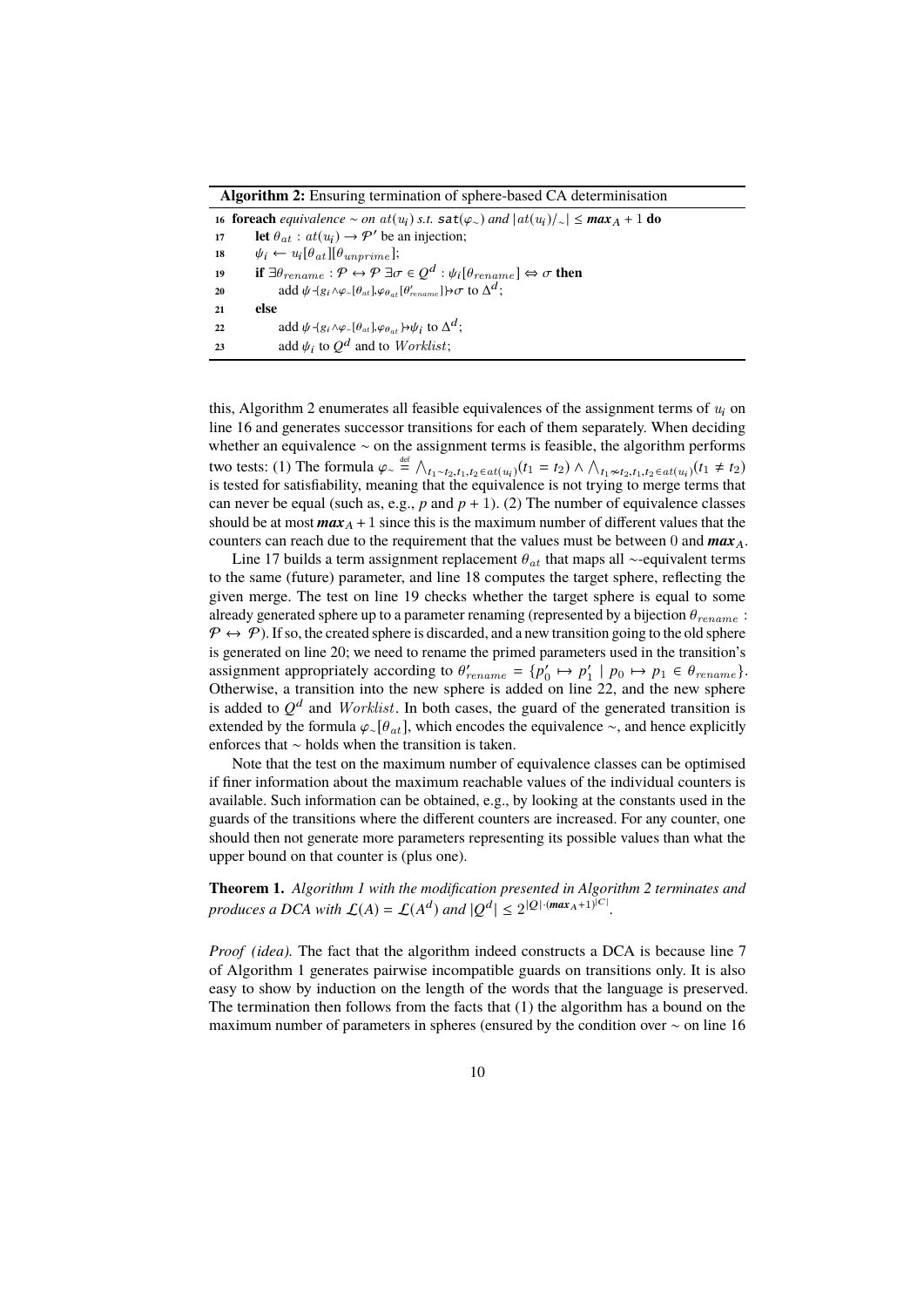**Algorithm 2:** Ensuring termination of sphere-based CA determinisation

```
16 foreach equivalence ~ on at(u_i) s.t. sat(φ_~) and |at(u_i)/_~| ≤ max_A + 1 do
17     let θ_at : at(u_i) → P' be an injection;
18     ψ_i ← u_i[θ_at][θ_unprime];
19     if ∃θ_rename : P ↔ P ∃σ ∈ Q^d : ψ_i[θ_rename] ⇔ σ then
20         add ψ -{g_i ∧ φ_~[θ_at], φ_θat[θ'_rename]}→ σ to Δ^d;
21     else
22         add ψ -{g_i ∧ φ_~[θ_at], φ_θat}→ ψ_i to Δ^d;
23         add ψ_i to Q^d and to Worklist;
```

this, Algorithm 2 enumerates all feasible equivalences of the assignment terms of $u_i$ on line 16 and generates successor transitions for each of them separately. When deciding whether an equivalence $\sim$ on the assignment terms is feasible, the algorithm performs two tests: (1) The formula $\varphi_\sim \stackrel{\text{def}}{=} \bigwedge_{t_1 \sim t_2, t_1, t_2 \in at(u_i)} (t_1 = t_2) \wedge \bigwedge_{t_1 \nsim t_2, t_1, t_2 \in at(u_i)} (t_1 \neq t_2)$ is tested for satisfiability, meaning that the equivalence is not trying to merge terms that can never be equal (such as, e.g., $p$ and $p + 1$). (2) The number of equivalence classes should be at most $\boldsymbol{max}_A + 1$ since this is the maximum number of different values that the counters can reach due to the requirement that the values must be between 0 and $\boldsymbol{max}_A$.

Line 17 builds a term assignment replacement $\theta_{at}$ that maps all $\sim$-equivalent terms to the same (future) parameter, and line 18 computes the target sphere, reflecting the given merge. The test on line 19 checks whether the target sphere is equal to some already generated sphere up to a parameter renaming (represented by a bijection $\theta_{rename} : \mathcal{P} \leftrightarrow \mathcal{P}$). If so, the created sphere is discarded, and a new transition going to the old sphere is generated on line 20; we need to rename the primed parameters used in the transition's assignment appropriately according to $\theta'_{rename} = \{p'_0 \mapsto p'_1 \mid p_0 \mapsto p_1 \in \theta_{rename}\}$. Otherwise, a transition into the new sphere is added on line 22, and the new sphere is added to $Q^d$ and $Worklist$. In both cases, the guard of the generated transition is extended by the formula $\varphi_\sim[\theta_{at}]$, which encodes the equivalence $\sim$, and hence explicitly enforces that $\sim$ holds when the transition is taken.

Note that the test on the maximum number of equivalence classes can be optimised if finer information about the maximum reachable values of the individual counters is available. Such information can be obtained, e.g., by looking at the constants used in the guards of the transitions where the different counters are increased. For any counter, one should then not generate more parameters representing its possible values than what the upper bound on that counter is (plus one).

**Theorem 1.** *Algorithm 1 with the modification presented in Algorithm 2 terminates and produces a DCA with $\mathcal{L}(A) = \mathcal{L}(A^d)$ and $|Q^d| \leq 2^{|Q| \cdot (\boldsymbol{max}_A + 1)^{|C|}}$.*

*Proof (idea).* The fact that the algorithm indeed constructs a DCA is because line 7 of Algorithm 1 generates pairwise incompatible guards on transitions only. It is also easy to show by induction on the length of the words that the language is preserved. The termination then follows from the facts that (1) the algorithm has a bound on the maximum number of parameters in spheres (ensured by the condition over $\sim$ on line 16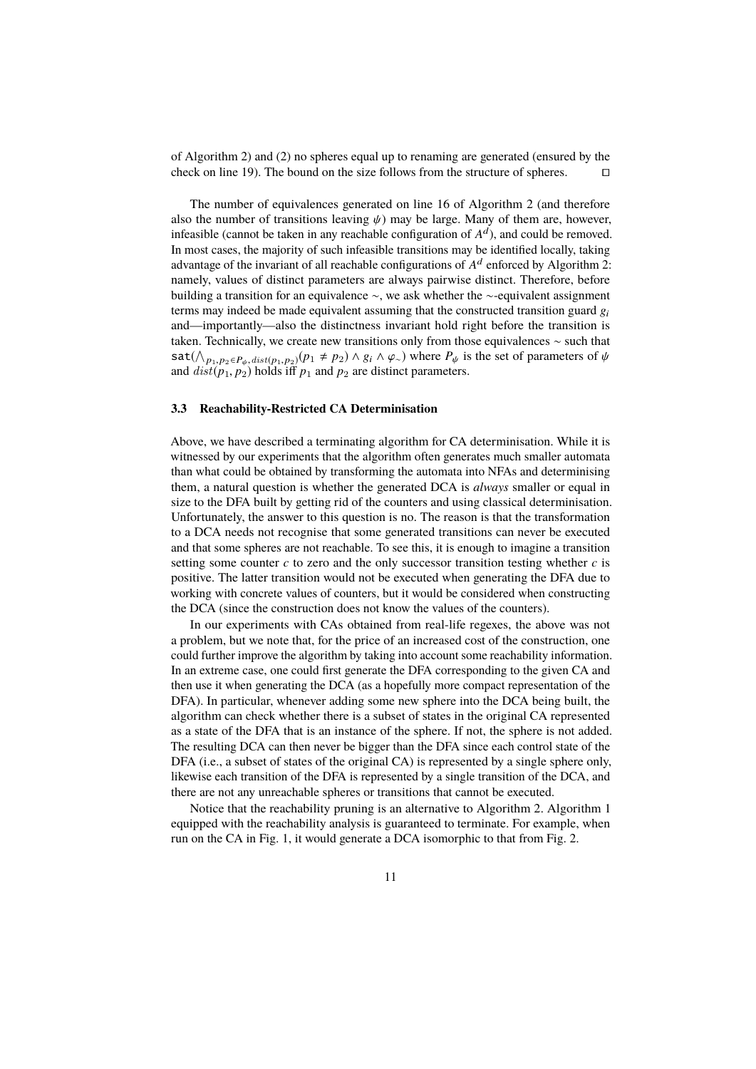of Algorithm 2) and (2) no spheres equal up to renaming are generated (ensured by the check on line 19). The bound on the size follows from the structure of spheres. □

The number of equivalences generated on line 16 of Algorithm 2 (and therefore also the number of transitions leaving $\psi$) may be large. Many of them are, however, infeasible (cannot be taken in any reachable configuration of $A^d$), and could be removed. In most cases, the majority of such infeasible transitions may be identified locally, taking advantage of the invariant of all reachable configurations of $A^d$ enforced by Algorithm 2: namely, values of distinct parameters are always pairwise distinct. Therefore, before building a transition for an equivalence $\sim$, we ask whether the $\sim$-equivalent assignment terms may indeed be made equivalent assuming that the constructed transition guard $g_i$ and—importantly—also the distinctness invariant hold right before the transition is taken. Technically, we create new transitions only from those equivalences $\sim$ such that $\mathtt{sat}(\bigwedge_{p_1,p_2 \in P_\psi, dist(p_1,p_2)}(p_1 \neq p_2) \wedge g_i \wedge \varphi_\sim)$ where $P_\psi$ is the set of parameters of $\psi$ and $dist(p_1, p_2)$ holds iff $p_1$ and $p_2$ are distinct parameters.

### 3.3 Reachability-Restricted CA Determinisation

Above, we have described a terminating algorithm for CA determinisation. While it is witnessed by our experiments that the algorithm often generates much smaller automata than what could be obtained by transforming the automata into NFAs and determinising them, a natural question is whether the generated DCA is *always* smaller or equal in size to the DFA built by getting rid of the counters and using classical determinisation. Unfortunately, the answer to this question is no. The reason is that the transformation to a DCA needs not recognise that some generated transitions can never be executed and that some spheres are not reachable. To see this, it is enough to imagine a transition setting some counter $c$ to zero and the only successor transition testing whether $c$ is positive. The latter transition would not be executed when generating the DFA due to working with concrete values of counters, but it would be considered when constructing the DCA (since the construction does not know the values of the counters).

In our experiments with CAs obtained from real-life regexes, the above was not a problem, but we note that, for the price of an increased cost of the construction, one could further improve the algorithm by taking into account some reachability information. In an extreme case, one could first generate the DFA corresponding to the given CA and then use it when generating the DCA (as a hopefully more compact representation of the DFA). In particular, whenever adding some new sphere into the DCA being built, the algorithm can check whether there is a subset of states in the original CA represented as a state of the DFA that is an instance of the sphere. If not, the sphere is not added. The resulting DCA can then never be bigger than the DFA since each control state of the DFA (i.e., a subset of states of the original CA) is represented by a single sphere only, likewise each transition of the DFA is represented by a single transition of the DCA, and there are not any unreachable spheres or transitions that cannot be executed.

Notice that the reachability pruning is an alternative to Algorithm 2. Algorithm 1 equipped with the reachability analysis is guaranteed to terminate. For example, when run on the CA in Fig. 1, it would generate a DCA isomorphic to that from Fig. 2.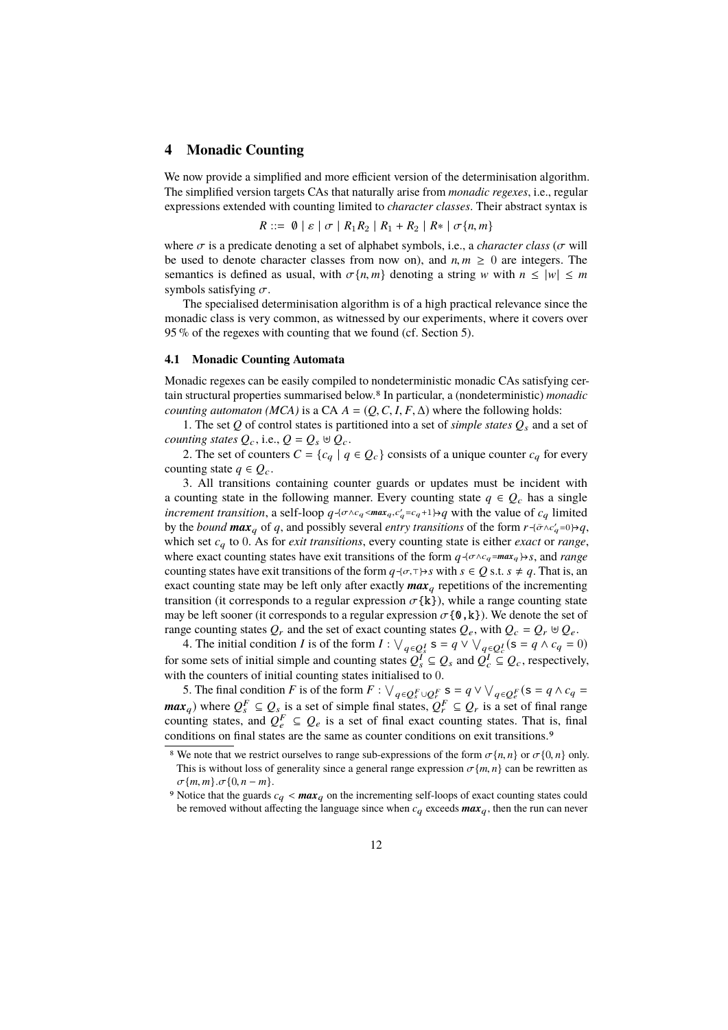## 4 Monadic Counting

We now provide a simplified and more efficient version of the determinisation algorithm. The simplified version targets CAs that naturally arise from *monadic regexes*, i.e., regular expressions extended with counting limited to *character classes*. Their abstract syntax is

$$R ::= \emptyset \mid \varepsilon \mid \sigma \mid R_1 R_2 \mid R_1 + R_2 \mid R* \mid \sigma\{n, m\}$$

where $\sigma$ is a predicate denoting a set of alphabet symbols, i.e., a *character class* ($\sigma$ will be used to denote character classes from now on), and $n, m \geq 0$ are integers. The semantics is defined as usual, with $\sigma\{n, m\}$ denoting a string $w$ with $n \leq |w| \leq m$ symbols satisfying $\sigma$.

The specialised determinisation algorithm is of a high practical relevance since the monadic class is very common, as witnessed by our experiments, where it covers over 95 % of the regexes with counting that we found (cf. Section 5).

### 4.1 Monadic Counting Automata

Monadic regexes can be easily compiled to nondeterministic monadic CAs satisfying certain structural properties summarised below.[8] In particular, a (nondeterministic) *monadic counting automaton (MCA)* is a CA $A = (Q, C, I, F, \Delta)$ where the following holds:

1. The set $Q$ of control states is partitioned into a set of *simple states* $Q_s$ and a set of *counting states* $Q_c$, i.e., $Q = Q_s \uplus Q_c$.

2. The set of counters $C = \{c_q \mid q \in Q_c\}$ consists of a unique counter $c_q$ for every counting state $q \in Q_c$.

3. All transitions containing counter guards or updates must be incident with a counting state in the following manner. Every counting state $q \in Q_c$ has a single *increment transition*, a self-loop $q \text{-}\{\sigma \wedge c_q < \boldsymbol{max}_q, c'_q = c_q + 1\} \rightarrow q$ with the value of $c_q$ limited by the *bound* $\boldsymbol{max}_q$ of $q$, and possibly several *entry transitions* of the form $r \text{-}\{\bar{\sigma} \wedge c'_q = 0\} \rightarrow q$, which set $c_q$ to 0. As for *exit transitions*, every counting state is either *exact* or *range*, where exact counting states have exit transitions of the form $q \text{-}\{\sigma \wedge c_q = \boldsymbol{max}_q\} \rightarrow s$, and *range* counting states have exit transitions of the form $q \text{-}\{\sigma, \top\} \rightarrow s$ with $s \in Q$ s.t. $s \neq q$. That is, an exact counting state may be left only after exactly $\boldsymbol{max}_q$ repetitions of the incrementing transition (it corresponds to a regular expression $\sigma$`{k}`), while a range counting state may be left sooner (it corresponds to a regular expression $\sigma$`{0,k}`). We denote the set of range counting states $Q_r$ and the set of exact counting states $Q_e$, with $Q_c = Q_r \uplus Q_e$.

4. The initial condition $I$ is of the form $I : \bigvee_{q \in Q_s^I} \mathtt{s} = q \vee \bigvee_{q \in Q_c^I} (\mathtt{s} = q \wedge c_q = 0)$ for some sets of initial simple and counting states $Q_s^I \subseteq Q_s$ and $Q_c^I \subseteq Q_c$, respectively, with the counters of initial counting states initialised to 0.

5. The final condition $F$ is of the form $F : \bigvee_{q \in Q_s^F \cup Q_r^F} \mathtt{s} = q \vee \bigvee_{q \in Q_e^F} (\mathtt{s} = q \wedge c_q = \boldsymbol{max}_q)$ where $Q_s^F \subseteq Q_s$ is a set of simple final states, $Q_r^F \subseteq Q_r$ is a set of final range counting states, and $Q_e^F \subseteq Q_e$ is a set of final exact counting states. That is, final conditions on final states are the same as counter conditions on exit transitions.[9]

---

[8] We note that we restrict ourselves to range sub-expressions of the form $\sigma\{n, n\}$ or $\sigma\{0, n\}$ only. This is without loss of generality since a general range expression $\sigma\{m, n\}$ can be rewritten as $\sigma\{m, m\}.\sigma\{0, n - m\}$.

[9] Notice that the guards $c_q < \boldsymbol{max}_q$ on the incrementing self-loops of exact counting states could be removed without affecting the language since when $c_q$ exceeds $\boldsymbol{max}_q$, then the run can never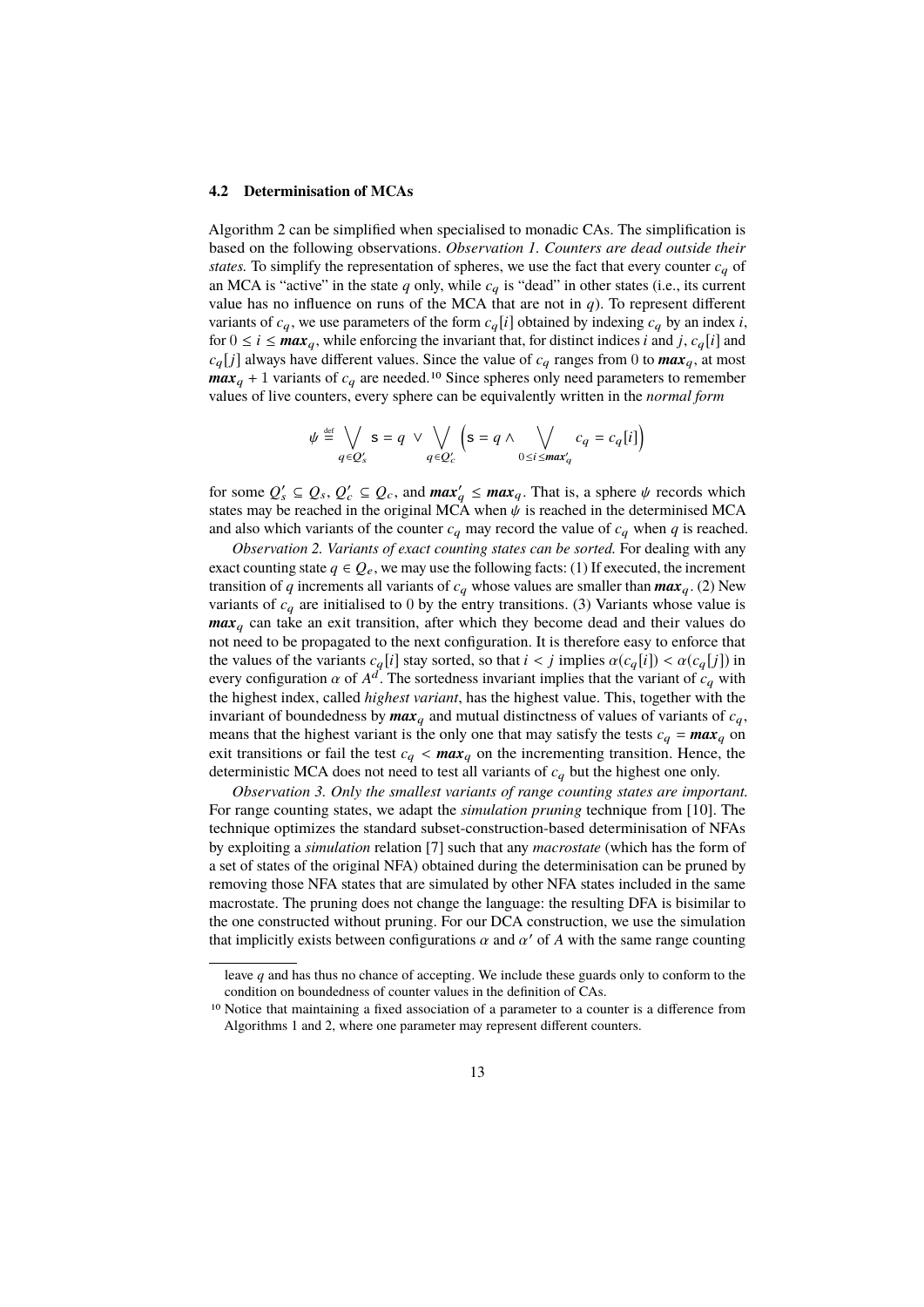### 4.2 Determinisation of MCAs

Algorithm 2 can be simplified when specialised to monadic CAs. The simplification is based on the following observations. *Observation 1. Counters are dead outside their states.* To simplify the representation of spheres, we use the fact that every counter $c_q$ of an MCA is "active" in the state $q$ only, while $c_q$ is "dead" in other states (i.e., its current value has no influence on runs of the MCA that are not in $q$). To represent different variants of $c_q$, we use parameters of the form $c_q[i]$ obtained by indexing $c_q$ by an index $i$, for $0 \le i \le \boldsymbol{max}_q$, while enforcing the invariant that, for distinct indices $i$ and $j$, $c_q[i]$ and $c_q[j]$ always have different values. Since the value of $c_q$ ranges from 0 to $\boldsymbol{max}_q$, at most $\boldsymbol{max}_q + 1$ variants of $c_q$ are needed.[10] Since spheres only need parameters to remember values of live counters, every sphere can be equivalently written in the *normal form*

$$\psi \stackrel{\text{def}}{=} \bigvee_{q \in Q'_s} \mathsf{s} = q \;\vee\; \bigvee_{q \in Q'_c} \left( \mathsf{s} = q \wedge \bigvee_{0 \le i \le \boldsymbol{max}'_q} c_q = c_q[i] \right)$$

for some $Q'_s \subseteq Q_s$, $Q'_c \subseteq Q_c$, and $\boldsymbol{max}'_q \le \boldsymbol{max}_q$. That is, a sphere $\psi$ records which states may be reached in the original MCA when $\psi$ is reached in the determinised MCA and also which variants of the counter $c_q$ may record the value of $c_q$ when $q$ is reached.

*Observation 2. Variants of exact counting states can be sorted.* For dealing with any exact counting state $q \in Q_e$, we may use the following facts: (1) If executed, the increment transition of $q$ increments all variants of $c_q$ whose values are smaller than $\boldsymbol{max}_q$. (2) New variants of $c_q$ are initialised to 0 by the entry transitions. (3) Variants whose value is $\boldsymbol{max}_q$ can take an exit transition, after which they become dead and their values do not need to be propagated to the next configuration. It is therefore easy to enforce that the values of the variants $c_q[i]$ stay sorted, so that $i < j$ implies $\alpha(c_q[i]) < \alpha(c_q[j])$ in every configuration $\alpha$ of $A^d$. The sortedness invariant implies that the variant of $c_q$ with the highest index, called *highest variant*, has the highest value. This, together with the invariant of boundedness by $\boldsymbol{max}_q$ and mutual distinctness of values of variants of $c_q$, means that the highest variant is the only one that may satisfy the tests $c_q = \boldsymbol{max}_q$ on exit transitions or fail the test $c_q < \boldsymbol{max}_q$ on the incrementing transition. Hence, the deterministic MCA does not need to test all variants of $c_q$ but the highest one only.

*Observation 3. Only the smallest variants of range counting states are important.* For range counting states, we adapt the *simulation pruning* technique from [10]. The technique optimizes the standard subset-construction-based determinisation of NFAs by exploiting a *simulation* relation [7] such that any *macrostate* (which has the form of a set of states of the original NFA) obtained during the determinisation can be pruned by removing those NFA states that are simulated by other NFA states included in the same macrostate. The pruning does not change the language: the resulting DFA is bisimilar to the one constructed without pruning. For our DCA construction, we use the simulation that implicitly exists between configurations $\alpha$ and $\alpha'$ of $A$ with the same range counting

---

leave $q$ and has thus no chance of accepting. We include these guards only to conform to the condition on boundedness of counter values in the definition of CAs.

[10] Notice that maintaining a fixed association of a parameter to a counter is a difference from Algorithms 1 and 2, where one parameter may represent different counters.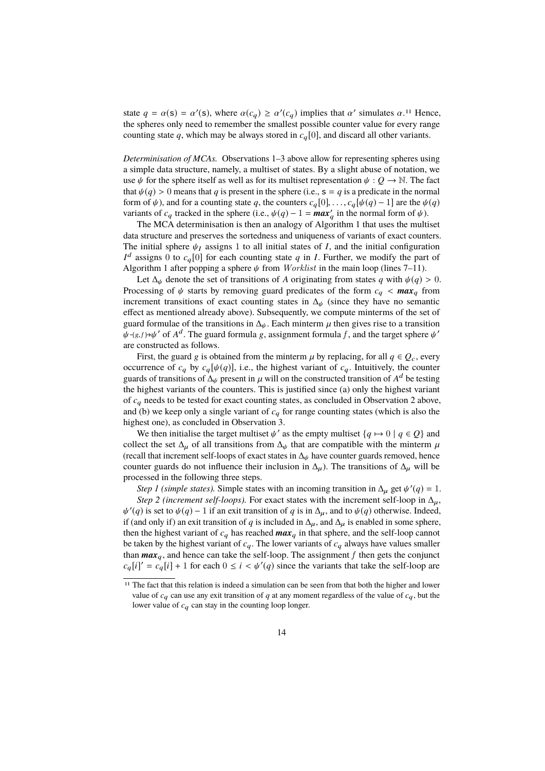state $q = \alpha(\mathsf{s}) = \alpha'(\mathsf{s})$, where $\alpha(c_q) \geq \alpha'(c_q)$ implies that $\alpha'$ simulates $\alpha$.[11] Hence, the spheres only need to remember the smallest possible counter value for every range counting state $q$, which may be always stored in $c_q[0]$, and discard all other variants.

*Determinisation of MCAs.* Observations 1–3 above allow for representing spheres using a simple data structure, namely, a multiset of states. By a slight abuse of notation, we use $\psi$ for the sphere itself as well as for its multiset representation $\psi : Q \to \mathbb{N}$. The fact that $\psi(q) > 0$ means that $q$ is present in the sphere (i.e., $\mathsf{s} = q$ is a predicate in the normal form of $\psi$), and for a counting state $q$, the counters $c_q[0], \ldots, c_q[\psi(q) - 1]$ are the $\psi(q)$ variants of $c_q$ tracked in the sphere (i.e., $\psi(q) - 1 = \boldsymbol{max}'_q$ in the normal form of $\psi$).

The MCA determinisation is then an analogy of Algorithm 1 that uses the multiset data structure and preserves the sortedness and uniqueness of variants of exact counters. The initial sphere $\psi_I$ assigns 1 to all initial states of $I$, and the initial configuration $I^d$ assigns 0 to $c_q[0]$ for each counting state $q$ in $I$. Further, we modify the part of Algorithm 1 after popping a sphere $\psi$ from $\mathit{Worklist}$ in the main loop (lines 7–11).

Let $\Delta_\psi$ denote the set of transitions of $A$ originating from states $q$ with $\psi(q) > 0$. Processing of $\psi$ starts by removing guard predicates of the form $c_q < \boldsymbol{max}_q$ from increment transitions of exact counting states in $\Delta_\psi$ (since they have no semantic effect as mentioned already above). Subsequently, we compute minterms of the set of guard formulae of the transitions in $\Delta_\psi$. Each minterm $\mu$ then gives rise to a transition $\psi \text{-}\{g,f\}\!\!\rightarrow \psi'$ of $A^d$. The guard formula $g$, assignment formula $f$, and the target sphere $\psi'$ are constructed as follows.

First, the guard $g$ is obtained from the minterm $\mu$ by replacing, for all $q \in Q_c$, every occurrence of $c_q$ by $c_q[\psi(q)]$, i.e., the highest variant of $c_q$. Intuitively, the counter guards of transitions of $\Delta_\psi$ present in $\mu$ will on the constructed transition of $A^d$ be testing the highest variants of the counters. This is justified since (a) only the highest variant of $c_q$ needs to be tested for exact counting states, as concluded in Observation 2 above, and (b) we keep only a single variant of $c_q$ for range counting states (which is also the highest one), as concluded in Observation 3.

We then initialise the target multiset $\psi'$ as the empty multiset $\{q \mapsto 0 \mid q \in Q\}$ and collect the set $\Delta_\mu$ of all transitions from $\Delta_\psi$ that are compatible with the minterm $\mu$ (recall that increment self-loops of exact states in $\Delta_\psi$ have counter guards removed, hence counter guards do not influence their inclusion in $\Delta_\mu$). The transitions of $\Delta_\mu$ will be processed in the following three steps.

*Step 1 (simple states).* Simple states with an incoming transition in $\Delta_\mu$ get $\psi'(q) = 1$.

*Step 2 (increment self-loops).* For exact states with the increment self-loop in $\Delta_\mu$, $\psi'(q)$ is set to $\psi(q) - 1$ if an exit transition of $q$ is in $\Delta_\mu$, and to $\psi(q)$ otherwise. Indeed, if (and only if) an exit transition of $q$ is included in $\Delta_\mu$, and $\Delta_\mu$ is enabled in some sphere, then the highest variant of $c_q$ has reached $\boldsymbol{max}_q$ in that sphere, and the self-loop cannot be taken by the highest variant of $c_q$. The lower variants of $c_q$ always have values smaller than $\boldsymbol{max}_q$, and hence can take the self-loop. The assignment $f$ then gets the conjunct $c_q[i]' = c_q[i] + 1$ for each $0 \leq i < \psi'(q)$ since the variants that take the self-loop are

[11] The fact that this relation is indeed a simulation can be seen from that both the higher and lower value of $c_q$ can use any exit transition of $q$ at any moment regardless of the value of $c_q$, but the lower value of $c_q$ can stay in the counting loop longer.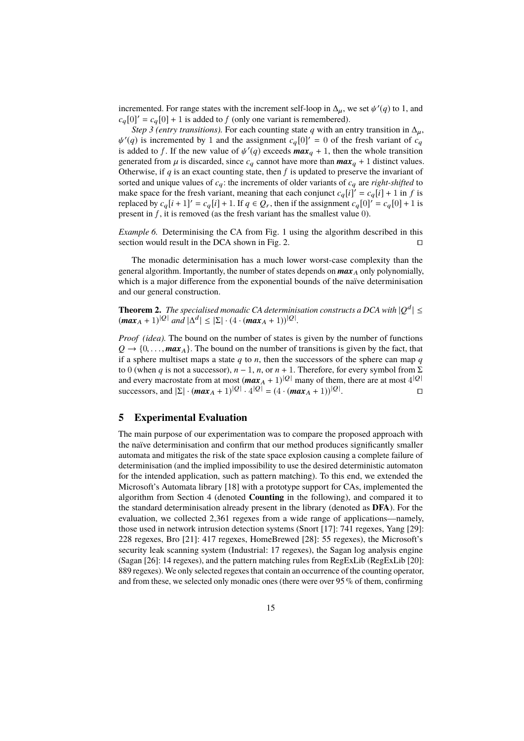incremented. For range states with the increment self-loop in $\Delta_\mu$, we set $\psi'(q)$ to 1, and $c_q[0]' = c_q[0] + 1$ is added to $f$ (only one variant is remembered).

*Step 3 (entry transitions).* For each counting state $q$ with an entry transition in $\Delta_\mu$, $\psi'(q)$ is incremented by 1 and the assignment $c_q[0]' = 0$ of the fresh variant of $c_q$ is added to $f$. If the new value of $\psi'(q)$ exceeds $\boldsymbol{max}_q + 1$, then the whole transition generated from $\mu$ is discarded, since $c_q$ cannot have more than $\boldsymbol{max}_q + 1$ distinct values. Otherwise, if $q$ is an exact counting state, then $f$ is updated to preserve the invariant of sorted and unique values of $c_q$: the increments of older variants of $c_q$ are *right-shifted* to make space for the fresh variant, meaning that each conjunct $c_q[i]' = c_q[i] + 1$ in $f$ is replaced by $c_q[i + 1]' = c_q[i] + 1$. If $q \in Q_r$, then if the assignment $c_q[0]' = c_q[0] + 1$ is present in $f$, it is removed (as the fresh variant has the smallest value 0).

*Example 6.* Determinising the CA from Fig. 1 using the algorithm described in this section would result in the DCA shown in Fig. 2. □

The monadic determinisation has a much lower worst-case complexity than the general algorithm. Importantly, the number of states depends on $\boldsymbol{max}_A$ only polynomially, which is a major difference from the exponential bounds of the naïve determinisation and our general construction.

**Theorem 2.** *The specialised monadic CA determinisation constructs a DCA with $|Q^d| \leq (\boldsymbol{max}_A + 1)^{|Q|}$ and $|\Delta^d| \leq |\Sigma| \cdot (4 \cdot (\boldsymbol{max}_A + 1))^{|Q|}$.*

*Proof (idea).* The bound on the number of states is given by the number of functions $Q \to \{0, \ldots, \boldsymbol{max}_A\}$. The bound on the number of transitions is given by the fact, that if a sphere multiset maps a state $q$ to $n$, then the successors of the sphere can map $q$ to 0 (when $q$ is not a successor), $n - 1$, $n$, or $n + 1$. Therefore, for every symbol from $\Sigma$ and every macrostate from at most $(\boldsymbol{max}_A + 1)^{|Q|}$ many of them, there are at most $4^{|Q|}$ successors, and $|\Sigma| \cdot (\boldsymbol{max}_A + 1)^{|Q|} \cdot 4^{|Q|} = (4 \cdot (\boldsymbol{max}_A + 1))^{|Q|}$. □

## 5 Experimental Evaluation

The main purpose of our experimentation was to compare the proposed approach with the naïve determinisation and confirm that our method produces significantly smaller automata and mitigates the risk of the state space explosion causing a complete failure of determinisation (and the implied impossibility to use the desired deterministic automaton for the intended application, such as pattern matching). To this end, we extended the Microsoft's Automata library [18] with a prototype support for CAs, implemented the algorithm from Section 4 (denoted **Counting** in the following), and compared it to the standard determinisation already present in the library (denoted as **DFA**). For the evaluation, we collected 2,361 regexes from a wide range of applications—namely, those used in network intrusion detection systems (Snort [17]: 741 regexes, Yang [29]: 228 regexes, Bro [21]: 417 regexes, HomeBrewed [28]: 55 regexes), the Microsoft's security leak scanning system (Industrial: 17 regexes), the Sagan log analysis engine (Sagan [26]: 14 regexes), and the pattern matching rules from RegExLib (RegExLib [20]: 889 regexes). We only selected regexes that contain an occurrence of the counting operator, and from these, we selected only monadic ones (there were over 95 % of them, confirming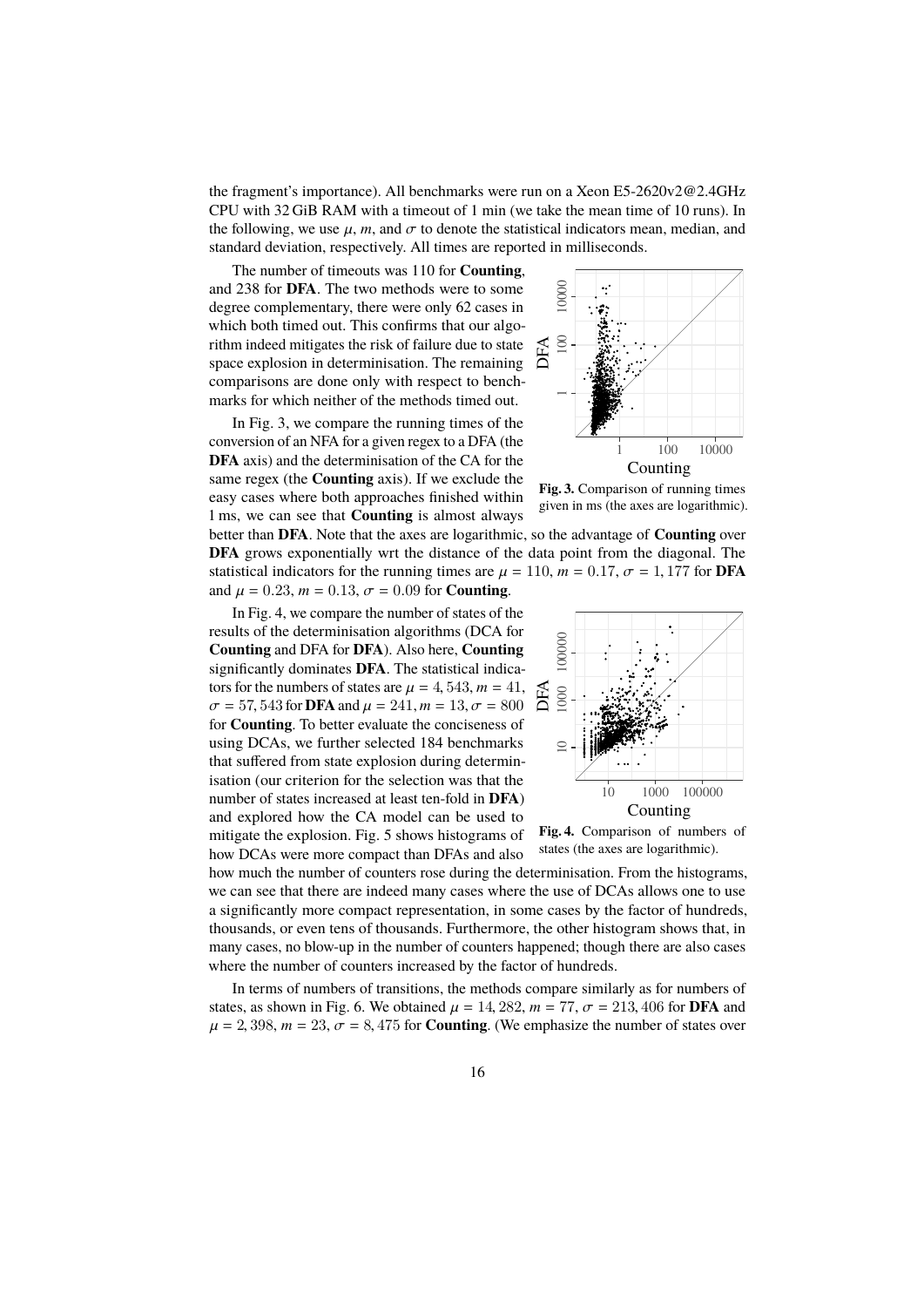the fragment's importance). All benchmarks were run on a Xeon E5-2620v2@2.4GHz CPU with 32 GiB RAM with a timeout of 1 min (we take the mean time of 10 runs). In the following, we use $\mu$, $m$, and $\sigma$ to denote the statistical indicators mean, median, and standard deviation, respectively. All times are reported in milliseconds.

The number of timeouts was 110 for **Counting**, and 238 for **DFA**. The two methods were to some degree complementary, there were only 62 cases in which both timed out. This confirms that our algorithm indeed mitigates the risk of failure due to state space explosion in determinisation. The remaining comparisons are done only with respect to benchmarks for which neither of the methods timed out.

**Fig. 3.** Comparison of running times given in ms (the axes are logarithmic).

In Fig. 3, we compare the running times of the conversion of an NFA for a given regex to a DFA (the **DFA** axis) and the determinisation of the CA for the same regex (the **Counting** axis). If we exclude the easy cases where both approaches finished within 1 ms, we can see that **Counting** is almost always better than **DFA**. Note that the axes are logarithmic, so the advantage of **Counting** over **DFA** grows exponentially wrt the distance of the data point from the diagonal. The statistical indicators for the running times are $\mu = 110$, $m = 0.17$, $\sigma = 1,177$ for **DFA** and $\mu = 0.23$, $m = 0.13$, $\sigma = 0.09$ for **Counting**.

**Fig. 4.** Comparison of numbers of states (the axes are logarithmic).

In Fig. 4, we compare the number of states of the results of the determinisation algorithms (DCA for **Counting** and DFA for **DFA**). Also here, **Counting** significantly dominates **DFA**. The statistical indicators for the numbers of states are $\mu = 4,543$, $m = 41$, $\sigma = 57,543$ for **DFA** and $\mu = 241$, $m = 13$, $\sigma = 800$ for **Counting**. To better evaluate the conciseness of using DCAs, we further selected 184 benchmarks that suffered from state explosion during determinisation (our criterion for the selection was that the number of states increased at least ten-fold in **DFA**) and explored how the CA model can be used to mitigate the explosion. Fig. 5 shows histograms of how DCAs were more compact than DFAs and also how much the number of counters rose during the determinisation. From the histograms, we can see that there are indeed many cases where the use of DCAs allows one to use a significantly more compact representation, in some cases by the factor of hundreds, thousands, or even tens of thousands. Furthermore, the other histogram shows that, in many cases, no blow-up in the number of counters happened; though there are also cases where the number of counters increased by the factor of hundreds.

In terms of numbers of transitions, the methods compare similarly as for numbers of states, as shown in Fig. 6. We obtained $\mu = 14,282$, $m = 77$, $\sigma = 213,406$ for **DFA** and $\mu = 2,398$, $m = 23$, $\sigma = 8,475$ for **Counting**. (We emphasize the number of states over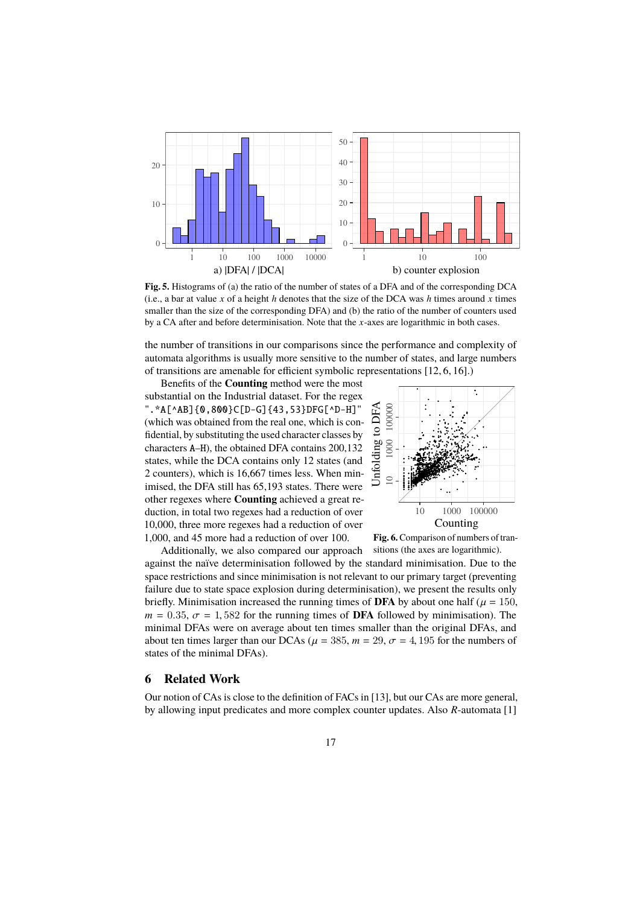**Fig. 5.** Histograms of (a) the ratio of the number of states of a DFA and of the corresponding DCA (i.e., a bar at value $x$ of a height $h$ denotes that the size of the DCA was $h$ times around $x$ times smaller than the size of the corresponding DFA) and (b) the ratio of the number of counters used by a CA after and before determinisation. Note that the $x$-axes are logarithmic in both cases.

the number of transitions in our comparisons since the performance and complexity of automata algorithms is usually more sensitive to the number of states, and large numbers of transitions are amenable for efficient symbolic representations [12, 6, 16].)

Benefits of the **Counting** method were the most substantial on the Industrial dataset. For the regex `".*A[^AB]{0,800}C[D-G]{43,53}DFG[^D-H]"` (which was obtained from the real one, which is confidential, by substituting the used character classes by characters `A`–`H`), the obtained DFA contains 200,132 states, while the DCA contains only 12 states (and 2 counters), which is 16,667 times less. When minimised, the DFA still has 65,193 states. There were other regexes where **Counting** achieved a great reduction, in total two regexes had a reduction of over 10,000, three more regexes had a reduction of over 1,000, and 45 more had a reduction of over 100.

**Fig. 6.** Comparison of numbers of transitions (the axes are logarithmic).

Additionally, we also compared our approach against the naïve determinisation followed by the standard minimisation. Due to the space restrictions and since minimisation is not relevant to our primary target (preventing failure due to state space explosion during determinisation), we present the results only briefly. Minimisation increased the running times of **DFA** by about one half ($\mu = 150$, $m = 0.35$, $\sigma = 1,582$ for the running times of **DFA** followed by minimisation). The minimal DFAs were on average about ten times smaller than the original DFAs, and about ten times larger than our DCAs ($\mu = 385$, $m = 29$, $\sigma = 4,195$ for the numbers of states of the minimal DFAs).

## 6 Related Work

Our notion of CAs is close to the definition of FACs in [13], but our CAs are more general, by allowing input predicates and more complex counter updates. Also $R$-automata [1]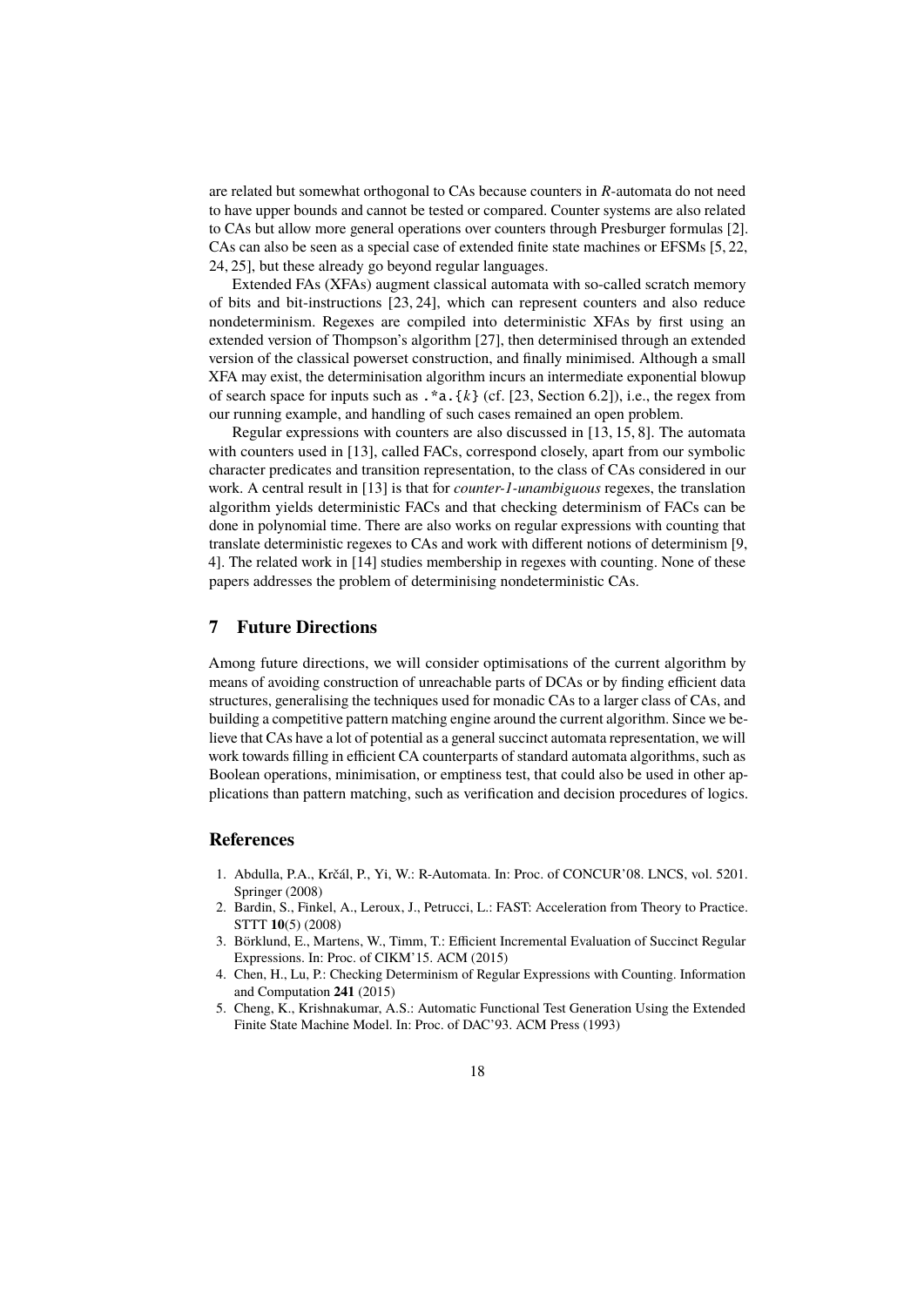are related but somewhat orthogonal to CAs because counters in $R$-automata do not need to have upper bounds and cannot be tested or compared. Counter systems are also related to CAs but allow more general operations over counters through Presburger formulas [2]. CAs can also be seen as a special case of extended finite state machines or EFSMs [5, 22, 24, 25], but these already go beyond regular languages.

Extended FAs (XFAs) augment classical automata with so-called scratch memory of bits and bit-instructions [23, 24], which can represent counters and also reduce nondeterminism. Regexes are compiled into deterministic XFAs by first using an extended version of Thompson's algorithm [27], then determinised through an extended version of the classical powerset construction, and finally minimised. Although a small XFA may exist, the determinisation algorithm incurs an intermediate exponential blowup of search space for inputs such as `.*a.{k}` (cf. [23, Section 6.2]), i.e., the regex from our running example, and handling of such cases remained an open problem.

Regular expressions with counters are also discussed in [13, 15, 8]. The automata with counters used in [13], called FACs, correspond closely, apart from our symbolic character predicates and transition representation, to the class of CAs considered in our work. A central result in [13] is that for *counter-1-unambiguous* regexes, the translation algorithm yields deterministic FACs and that checking determinism of FACs can be done in polynomial time. There are also works on regular expressions with counting that translate deterministic regexes to CAs and work with different notions of determinism [9, 4]. The related work in [14] studies membership in regexes with counting. None of these papers addresses the problem of determinising nondeterministic CAs.

## 7 Future Directions

Among future directions, we will consider optimisations of the current algorithm by means of avoiding construction of unreachable parts of DCAs or by finding efficient data structures, generalising the techniques used for monadic CAs to a larger class of CAs, and building a competitive pattern matching engine around the current algorithm. Since we believe that CAs have a lot of potential as a general succinct automata representation, we will work towards filling in efficient CA counterparts of standard automata algorithms, such as Boolean operations, minimisation, or emptiness test, that could also be used in other applications than pattern matching, such as verification and decision procedures of logics.

## References

1. Abdulla, P.A., Krčál, P., Yi, W.: R-Automata. In: Proc. of CONCUR'08. LNCS, vol. 5201. Springer (2008)
2. Bardin, S., Finkel, A., Leroux, J., Petrucci, L.: FAST: Acceleration from Theory to Practice. STTT **10**(5) (2008)
3. Börklund, E., Martens, W., Timm, T.: Efficient Incremental Evaluation of Succinct Regular Expressions. In: Proc. of CIKM'15. ACM (2015)
4. Chen, H., Lu, P.: Checking Determinism of Regular Expressions with Counting. Information and Computation **241** (2015)
5. Cheng, K., Krishnakumar, A.S.: Automatic Functional Test Generation Using the Extended Finite State Machine Model. In: Proc. of DAC'93. ACM Press (1993)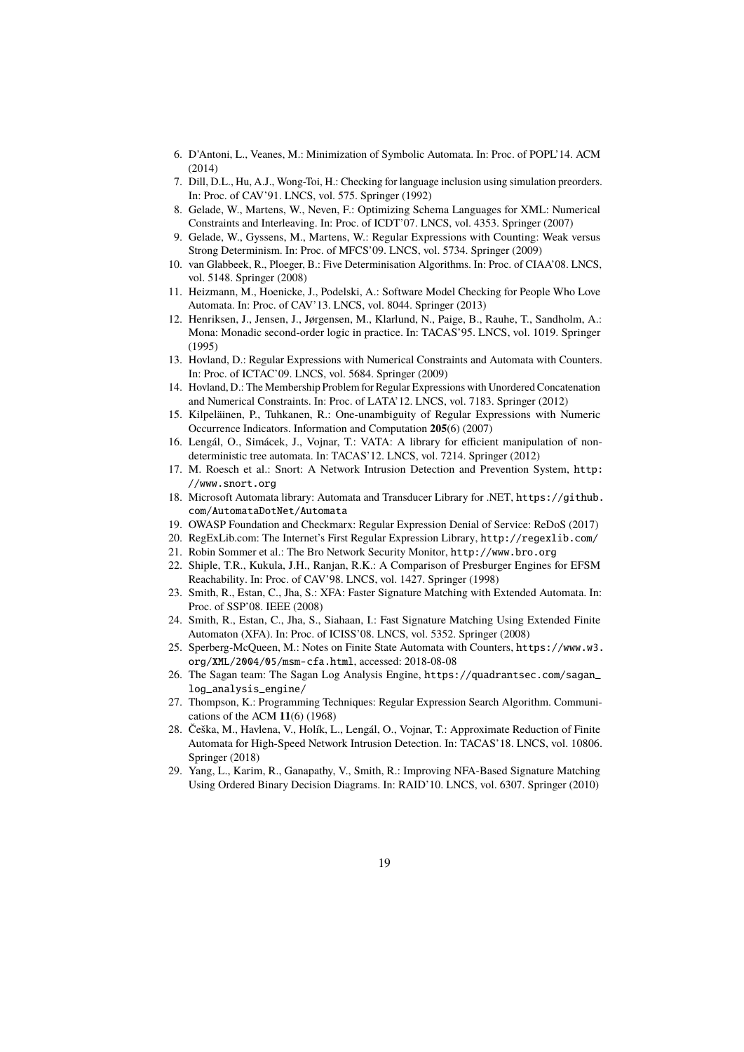6. D'Antoni, L., Veanes, M.: Minimization of Symbolic Automata. In: Proc. of POPL'14. ACM (2014)
7. Dill, D.L., Hu, A.J., Wong-Toi, H.: Checking for language inclusion using simulation preorders. In: Proc. of CAV'91. LNCS, vol. 575. Springer (1992)
8. Gelade, W., Martens, W., Neven, F.: Optimizing Schema Languages for XML: Numerical Constraints and Interleaving. In: Proc. of ICDT'07. LNCS, vol. 4353. Springer (2007)
9. Gelade, W., Gyssens, M., Martens, W.: Regular Expressions with Counting: Weak versus Strong Determinism. In: Proc. of MFCS'09. LNCS, vol. 5734. Springer (2009)
10. van Glabbeek, R., Ploeger, B.: Five Determinisation Algorithms. In: Proc. of CIAA'08. LNCS, vol. 5148. Springer (2008)
11. Heizmann, M., Hoenicke, J., Podelski, A.: Software Model Checking for People Who Love Automata. In: Proc. of CAV'13. LNCS, vol. 8044. Springer (2013)
12. Henriksen, J., Jensen, J., Jørgensen, M., Klarlund, N., Paige, B., Rauhe, T., Sandholm, A.: Mona: Monadic second-order logic in practice. In: TACAS'95. LNCS, vol. 1019. Springer (1995)
13. Hovland, D.: Regular Expressions with Numerical Constraints and Automata with Counters. In: Proc. of ICTAC'09. LNCS, vol. 5684. Springer (2009)
14. Hovland, D.: The Membership Problem for Regular Expressions with Unordered Concatenation and Numerical Constraints. In: Proc. of LATA'12. LNCS, vol. 7183. Springer (2012)
15. Kilpeläinen, P., Tuhkanen, R.: One-unambiguity of Regular Expressions with Numeric Occurrence Indicators. Information and Computation **205**(6) (2007)
16. Lengál, O., Simácek, J., Vojnar, T.: VATA: A library for efficient manipulation of non-deterministic tree automata. In: TACAS'12. LNCS, vol. 7214. Springer (2012)
17. M. Roesch et al.: Snort: A Network Intrusion Detection and Prevention System, `http://www.snort.org`
18. Microsoft Automata library: Automata and Transducer Library for .NET, `https://github.com/AutomataDotNet/Automata`
19. OWASP Foundation and Checkmarx: Regular Expression Denial of Service: ReDoS (2017)
20. RegExLib.com: The Internet's First Regular Expression Library, `http://regexlib.com/`
21. Robin Sommer et al.: The Bro Network Security Monitor, `http://www.bro.org`
22. Shiple, T.R., Kukula, J.H., Ranjan, R.K.: A Comparison of Presburger Engines for EFSM Reachability. In: Proc. of CAV'98. LNCS, vol. 1427. Springer (1998)
23. Smith, R., Estan, C., Jha, S.: XFA: Faster Signature Matching with Extended Automata. In: Proc. of SSP'08. IEEE (2008)
24. Smith, R., Estan, C., Jha, S., Siahaan, I.: Fast Signature Matching Using Extended Finite Automaton (XFA). In: Proc. of ICISS'08. LNCS, vol. 5352. Springer (2008)
25. Sperberg-McQueen, M.: Notes on Finite State Automata with Counters, `https://www.w3.org/XML/2004/05/msm-cfa.html`, accessed: 2018-08-08
26. The Sagan team: The Sagan Log Analysis Engine, `https://quadrantsec.com/sagan_log_analysis_engine/`
27. Thompson, K.: Programming Techniques: Regular Expression Search Algorithm. Communications of the ACM **11**(6) (1968)
28. Češka, M., Havlena, V., Holík, L., Lengál, O., Vojnar, T.: Approximate Reduction of Finite Automata for High-Speed Network Intrusion Detection. In: TACAS'18. LNCS, vol. 10806. Springer (2018)
29. Yang, L., Karim, R., Ganapathy, V., Smith, R.: Improving NFA-Based Signature Matching Using Ordered Binary Decision Diagrams. In: RAID'10. LNCS, vol. 6307. Springer (2010)